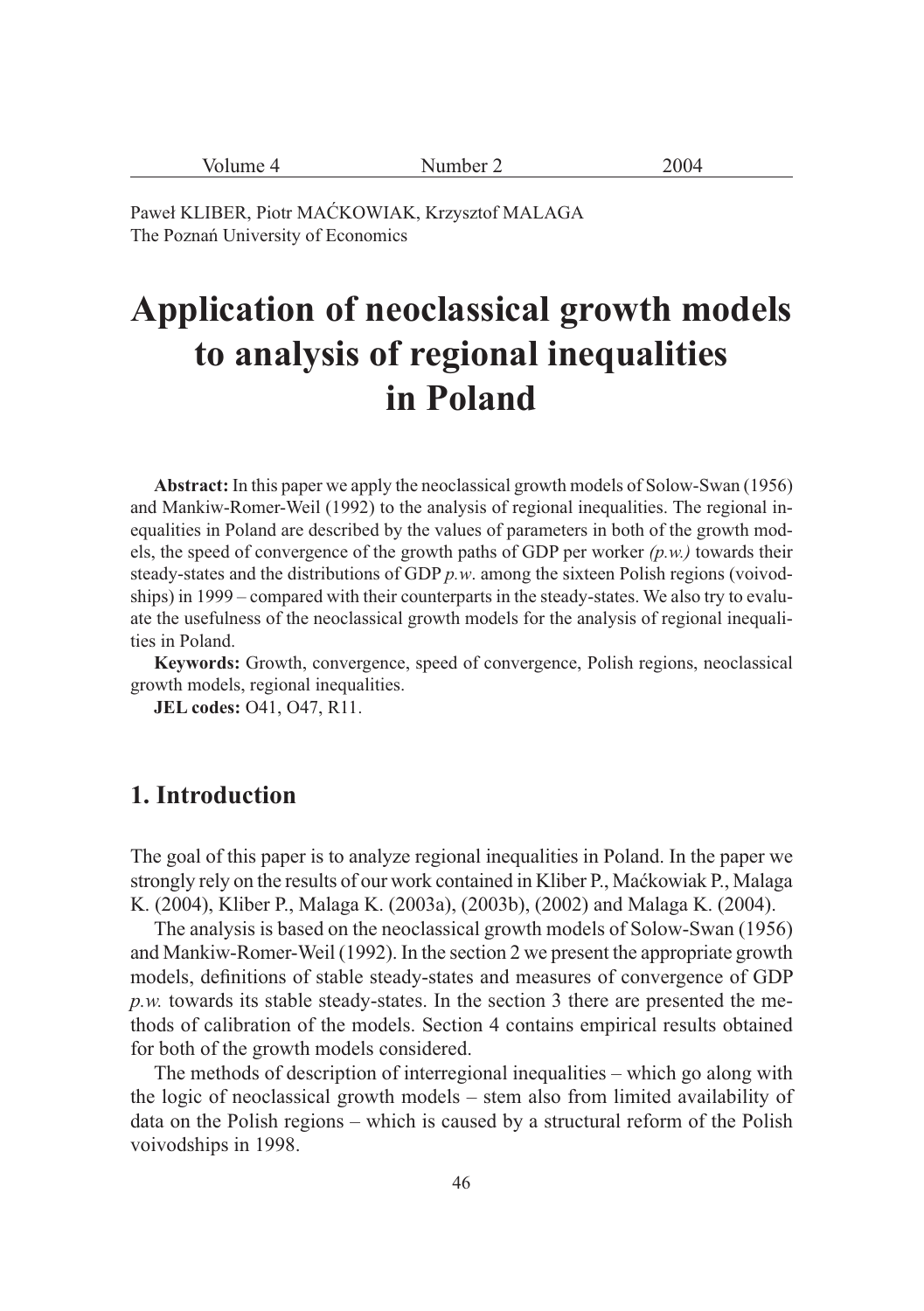Paweł KLIBER, Piotr MAĆKOWIAK, Krzysztof MALAGA
The Poznań University of Economics

# Application of neoclassical growth models to analysis of regional inequalities in Poland

**Abstract:** In this paper we apply the neoclassical growth models of Solow-Swan (1956) and Mankiw-Romer-Weil (1992) to the analysis of regional inequalities. The regional inequalities in Poland are described by the values of parameters in both of the growth models, the speed of convergence of the growth paths of GDP per worker *(p.w.)* towards their steady-states and the distributions of GDP *p.w*. among the sixteen Polish regions (voivodships) in 1999 – compared with their counterparts in the steady-states. We also try to evaluate the usefulness of the neoclassical growth models for the analysis of regional inequalities in Poland.

**Keywords:** Growth, convergence, speed of convergence, Polish regions, neoclassical growth models, regional inequalities.

**JEL codes:** O41, O47, R11.

## 1. Introduction

The goal of this paper is to analyze regional inequalities in Poland. In the paper we strongly rely on the results of our work contained in Kliber P., Maćkowiak P., Malaga K. (2004), Kliber P., Malaga K. (2003a), (2003b), (2002) and Malaga K. (2004).

The analysis is based on the neoclassical growth models of Solow-Swan (1956) and Mankiw-Romer-Weil (1992). In the section 2 we present the appropriate growth models, definitions of stable steady-states and measures of convergence of GDP *p.w.* towards its stable steady-states. In the section 3 there are presented the methods of calibration of the models. Section 4 contains empirical results obtained for both of the growth models considered.

The methods of description of interregional inequalities – which go along with the logic of neoclassical growth models – stem also from limited availability of data on the Polish regions – which is caused by a structural reform of the Polish voivodships in 1998.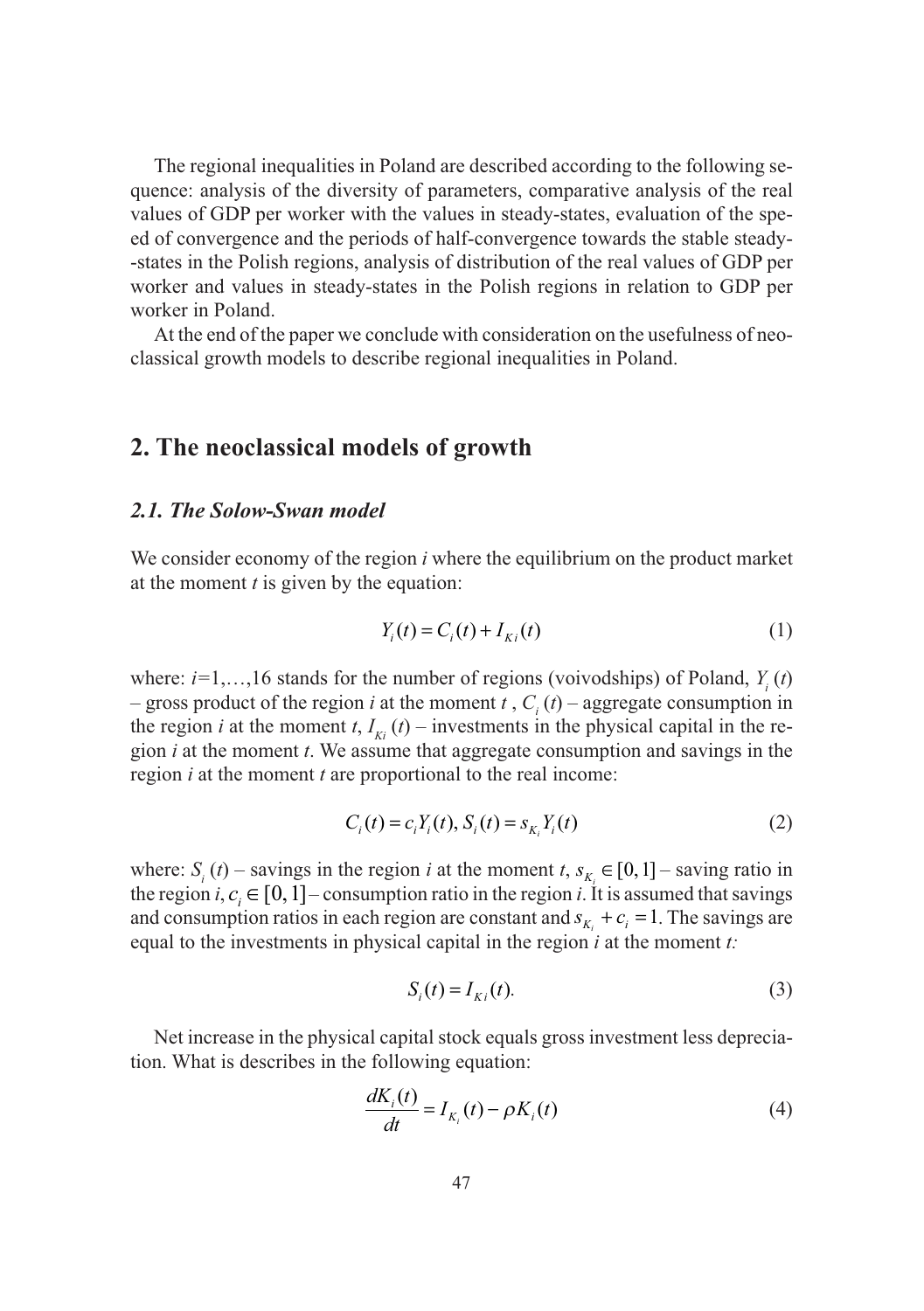The regional inequalities in Poland are described according to the following sequence: analysis of the diversity of parameters, comparative analysis of the real values of GDP per worker with the values in steady-states, evaluation of the speed of convergence and the periods of half-convergence towards the stable steady-states in the Polish regions, analysis of distribution of the real values of GDP per worker and values in steady-states in the Polish regions in relation to GDP per worker in Poland.

At the end of the paper we conclude with consideration on the usefulness of neoclassical growth models to describe regional inequalities in Poland.

## 2. The neoclassical models of growth

### *2.1. The Solow-Swan model*

We consider economy of the region $i$ where the equilibrium on the product market at the moment $t$ is given by the equation:

$$Y_i(t) = C_i(t) + I_{Ki}(t) \tag{1}$$

where: $i=1,\ldots,16$ stands for the number of regions (voivodships) of Poland, $Y_i(t)$ – gross product of the region $i$ at the moment $t$, $C_i(t)$ – aggregate consumption in the region $i$ at the moment $t$, $I_{Ki}(t)$ – investments in the physical capital in the region $i$ at the moment $t$. We assume that aggregate consumption and savings in the region $i$ at the moment $t$ are proportional to the real income:

$$C_i(t) = c_i Y_i(t),\ S_i(t) = s_{K_i} Y_i(t) \tag{2}$$

where: $S_i(t)$ – savings in the region $i$ at the moment $t$, $s_{K_i} \in [0,1]$ – saving ratio in the region $i$, $c_i \in [0,1]$ – consumption ratio in the region $i$. It is assumed that savings and consumption ratios in each region are constant and $s_{K_i} + c_i = 1$. The savings are equal to the investments in physical capital in the region $i$ at the moment $t$:

$$S_i(t) = I_{Ki}(t). \tag{3}$$

Net increase in the physical capital stock equals gross investment less depreciation. What is describes in the following equation:

$$\frac{dK_i(t)}{dt} = I_{K_i}(t) - \rho K_i(t) \tag{4}$$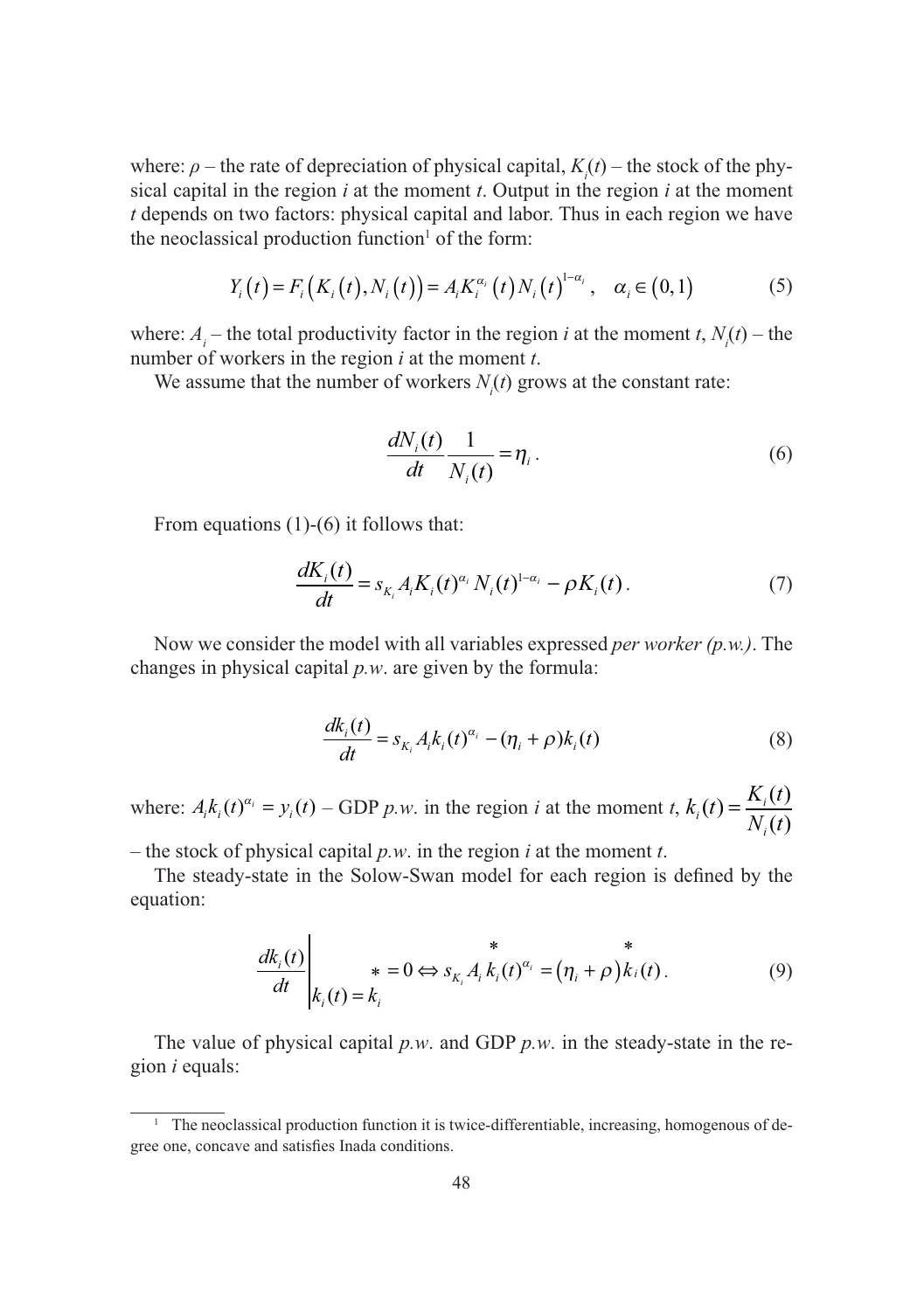where: $\rho$ – the rate of depreciation of physical capital, $K_i(t)$ – the stock of the physical capital in the region $i$ at the moment $t$. Output in the region $i$ at the moment $t$ depends on two factors: physical capital and labor. Thus in each region we have the neoclassical production function[1] of the form:

$$Y_i(t) = F_i\left(K_i(t), N_i(t)\right) = A_i K_i^{\alpha_i}(t) N_i(t)^{1-\alpha_i}, \quad \alpha_i \in (0,1) \tag{5}$$

where: $A_i$ – the total productivity factor in the region $i$ at the moment $t$, $N_i(t)$ – the number of workers in the region $i$ at the moment $t$.

We assume that the number of workers $N_i(t)$ grows at the constant rate:

$$\frac{dN_i(t)}{dt}\frac{1}{N_i(t)} = \eta_i \, . \tag{6}$$

From equations (1)-(6) it follows that:

$$\frac{dK_i(t)}{dt} = s_{K_i} A_i K_i(t)^{\alpha_i} N_i(t)^{1-\alpha_i} - \rho K_i(t) \, . \tag{7}$$

Now we consider the model with all variables expressed *per worker (p.w.)*. The changes in physical capital *p.w.* are given by the formula:

$$\frac{dk_i(t)}{dt} = s_{K_i} A_i k_i(t)^{\alpha_i} - (\eta_i + \rho) k_i(t) \tag{8}$$

where: $A_i k_i(t)^{\alpha_i} = y_i(t)$ – GDP *p.w.* in the region $i$ at the moment $t$, $k_i(t) = \dfrac{K_i(t)}{N_i(t)}$ – the stock of physical capital *p.w.* in the region $i$ at the moment $t$.

The steady-state in the Solow-Swan model for each region is defined by the equation:

$$\left.\frac{dk_i(t)}{dt}\right|_{k_i(t) = \overset{*}{k_i}} = 0 \Leftrightarrow s_{K_i} A_i \overset{*}{k_i}(t)^{\alpha_i} = \left(\eta_i + \rho\right) \overset{*}{k_i}(t) \, . \tag{9}$$

The value of physical capital *p.w.* and GDP *p.w.* in the steady-state in the region $i$ equals:

---

[1] The neoclassical production function it is twice-differentiable, increasing, homogenous of degree one, concave and satisfies Inada conditions.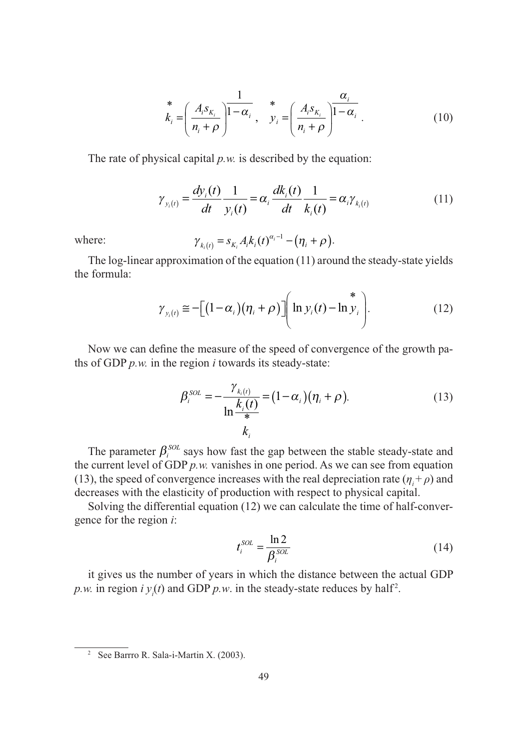$$\overset{*}{k}_i = \left( \frac{A_i s_{K_i}}{n_i + \rho} \right)^{\frac{1}{1-\alpha_i}}, \quad \overset{*}{y}_i = \left( \frac{A_i s_{K_i}}{n_i + \rho} \right)^{\frac{\alpha_i}{1-\alpha_i}}. \tag{10}$$

The rate of physical capital *p.w.* is described by the equation:

$$\gamma_{y_i(t)} = \frac{dy_i(t)}{dt} \frac{1}{y_i(t)} = \alpha_i \frac{dk_i(t)}{dt} \frac{1}{k_i(t)} = \alpha_i \gamma_{k_i(t)} \tag{11}$$

where: $\gamma_{k_i(t)} = s_{K_i} A_i k_i(t)^{\alpha_i - 1} - (\eta_i + \rho).$

The log-linear approximation of the equation (11) around the steady-state yields the formula:

$$\gamma_{y_i(t)} \cong -\left[ (1-\alpha_i)(\eta_i + \rho) \right] \left( \ln y_i(t) - \ln \overset{*}{y}_i \right). \tag{12}$$

Now we can define the measure of the speed of convergence of the growth paths of GDP *p.w.* in the region *i* towards its steady-state:

$$\beta_i^{SOL} = -\frac{\gamma_{k_i(t)}}{\ln \frac{k_i(t)}{\overset{*}{k}_i}} = (1-\alpha_i)(\eta_i + \rho). \tag{13}$$

The parameter $\beta_i^{SOL}$ says how fast the gap between the stable steady-state and the current level of GDP *p.w.* vanishes in one period. As we can see from equation (13), the speed of convergence increases with the real depreciation rate ($\eta_i + \rho$) and decreases with the elasticity of production with respect to physical capital.

Solving the differential equation (12) we can calculate the time of half-convergence for the region *i*:

$$t_i^{SOL} = \frac{\ln 2}{\beta_i^{SOL}} \tag{14}$$

it gives us the number of years in which the distance between the actual GDP *p.w.* in region *i* $y_i(t)$ and GDP *p.w*. in the steady-state reduces by half[2].

---

[2] See Barrro R. Sala-i-Martin X. (2003).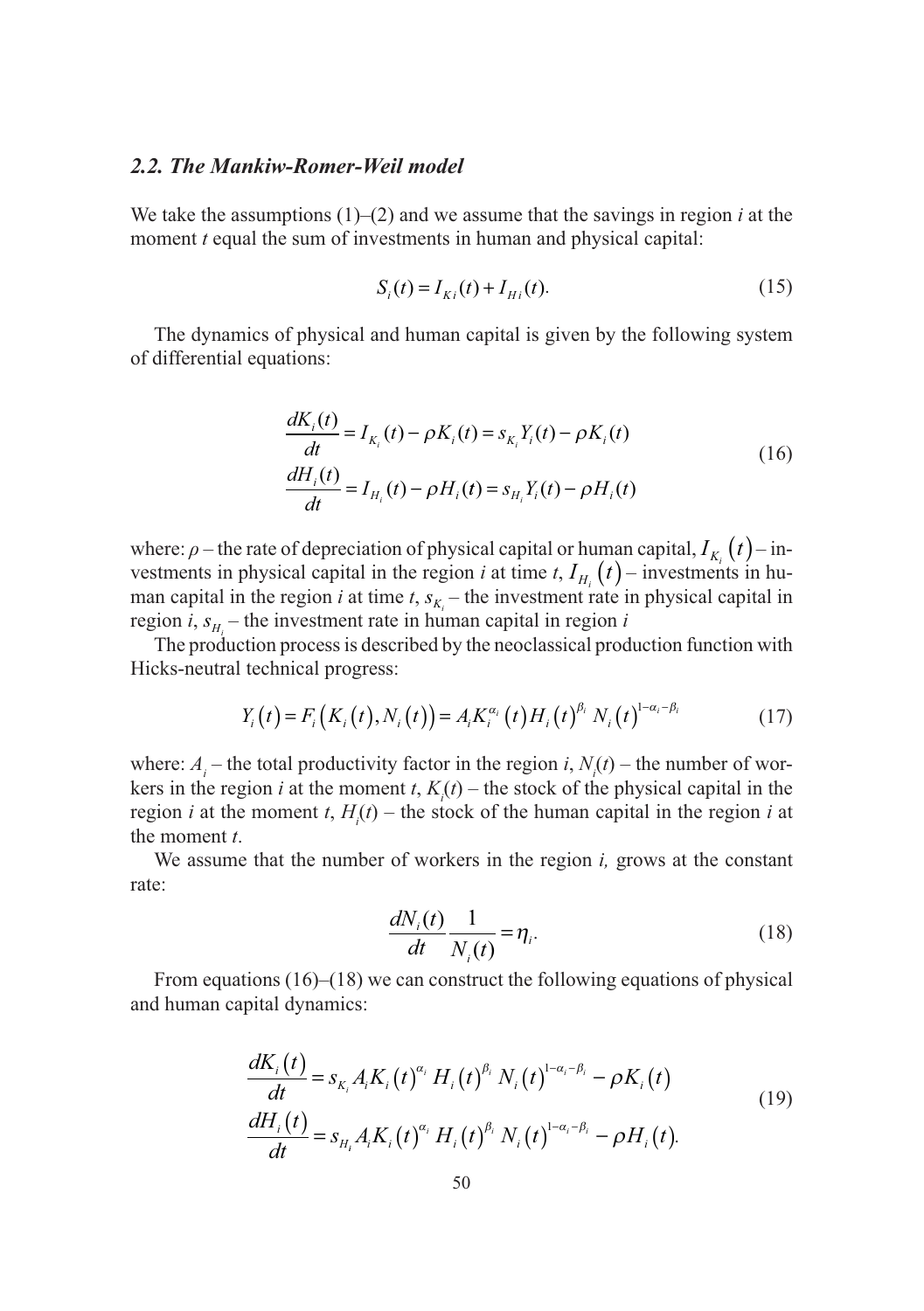### 2.2. The Mankiw-Romer-Weil model

We take the assumptions (1)–(2) and we assume that the savings in region *i* at the moment *t* equal the sum of investments in human and physical capital:

$$S_i(t) = I_{Ki}(t) + I_{Hi}(t). \tag{15}$$

The dynamics of physical and human capital is given by the following system of differential equations:

$$\begin{aligned} \frac{dK_i(t)}{dt} &= I_{K_i}(t) - \rho K_i(t) = s_{K_i} Y_i(t) - \rho K_i(t) \\ \frac{dH_i(t)}{dt} &= I_{H_i}(t) - \rho H_i(t) = s_{H_i} Y_i(t) - \rho H_i(t) \end{aligned} \tag{16}$$

where: $\rho$ – the rate of depreciation of physical capital or human capital, $I_{K_i}(t)$ – investments in physical capital in the region *i* at time *t*, $I_{H_i}(t)$ – investments in human capital in the region *i* at time *t*, $s_{K_i}$ – the investment rate in physical capital in region *i*, $s_{H_i}$ – the investment rate in human capital in region *i*

The production process is described by the neoclassical production function with Hicks-neutral technical progress:

$$Y_i(t) = F_i(K_i(t), N_i(t)) = A_i K_i^{\alpha_i}(t) H_i(t)^{\beta_i} N_i(t)^{1-\alpha_i-\beta_i} \tag{17}$$

where: $A_i$ – the total productivity factor in the region *i*, $N_i(t)$ – the number of workers in the region *i* at the moment *t*, $K_i(t)$ – the stock of the physical capital in the region *i* at the moment *t*, $H_i(t)$ – the stock of the human capital in the region *i* at the moment *t*.

We assume that the number of workers in the region *i,* grows at the constant rate:

$$\frac{dN_i(t)}{dt}\frac{1}{N_i(t)} = \eta_i. \tag{18}$$

From equations (16)–(18) we can construct the following equations of physical and human capital dynamics:

$$\begin{aligned} \frac{dK_i(t)}{dt} &= s_{K_i} A_i K_i(t)^{\alpha_i} H_i(t)^{\beta_i} N_i(t)^{1-\alpha_i-\beta_i} - \rho K_i(t) \\ \frac{dH_i(t)}{dt} &= s_{H_i} A_i K_i(t)^{\alpha_i} H_i(t)^{\beta_i} N_i(t)^{1-\alpha_i-\beta_i} - \rho H_i(t). \end{aligned} \tag{19}$$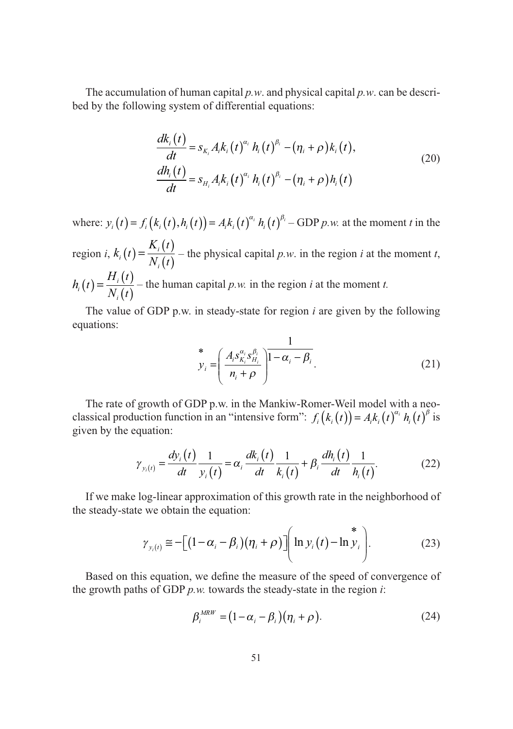The accumulation of human capital *p.w*. and physical capital *p.w*. can be described by the following system of differential equations:

$$\begin{aligned} \frac{dk_i(t)}{dt} &= s_{K_i} A_i k_i(t)^{\alpha_i} h_i(t)^{\beta_i} - (\eta_i + \rho) k_i(t), \\ \frac{dh_i(t)}{dt} &= s_{H_i} A_i k_i(t)^{\alpha_i} h_i(t)^{\beta_i} - (\eta_i + \rho) h_i(t) \end{aligned} \tag{20}$$

where: $y_i(t) = f_i(k_i(t), h_i(t)) = A_i k_i(t)^{\alpha_i} h_i(t)^{\beta_i}$ – GDP *p.w.* at the moment *t* in the region *i*, $k_i(t) = \dfrac{K_i(t)}{N_i(t)}$ – the physical capital *p.w*. in the region *i* at the moment *t*, $h_i(t) = \dfrac{H_i(t)}{N_i(t)}$ – the human capital *p.w.* in the region *i* at the moment *t.*

The value of GDP p.w. in steady-state for region *i* are given by the following equations:

$$\overset{*}{y}_i = \left( \frac{A_i s_{K_i}^{\alpha_i} s_{H_i}^{\beta_i}}{n_i + \rho} \right)^{\frac{1}{1 - \alpha_i - \beta_i}}. \tag{21}$$

The rate of growth of GDP p.w. in the Mankiw-Romer-Weil model with a neoclassical production function in an "intensive form": $f_i(k_i(t)) = A_i k_i(t)^{\alpha_i} h_i(t)^{\beta}$ is given by the equation:

$$\gamma_{y_i(t)} = \frac{dy_i(t)}{dt} \frac{1}{y_i(t)} = \alpha_i \frac{dk_i(t)}{dt} \frac{1}{k_i(t)} + \beta_i \frac{dh_i(t)}{dt} \frac{1}{h_i(t)}. \tag{22}$$

If we make log-linear approximation of this growth rate in the neighborhood of the steady-state we obtain the equation:

$$\gamma_{y_i(t)} \cong -\left[ (1 - \alpha_i - \beta_i)(\eta_i + \rho) \right] \left( \ln y_i(t) - \ln \overset{*}{y}_i \right). \tag{23}$$

Based on this equation, we define the measure of the speed of convergence of the growth paths of GDP *p.w.* towards the steady-state in the region *i*:

$$\beta_i^{MRW} = (1 - \alpha_i - \beta_i)(\eta_i + \rho). \tag{24}$$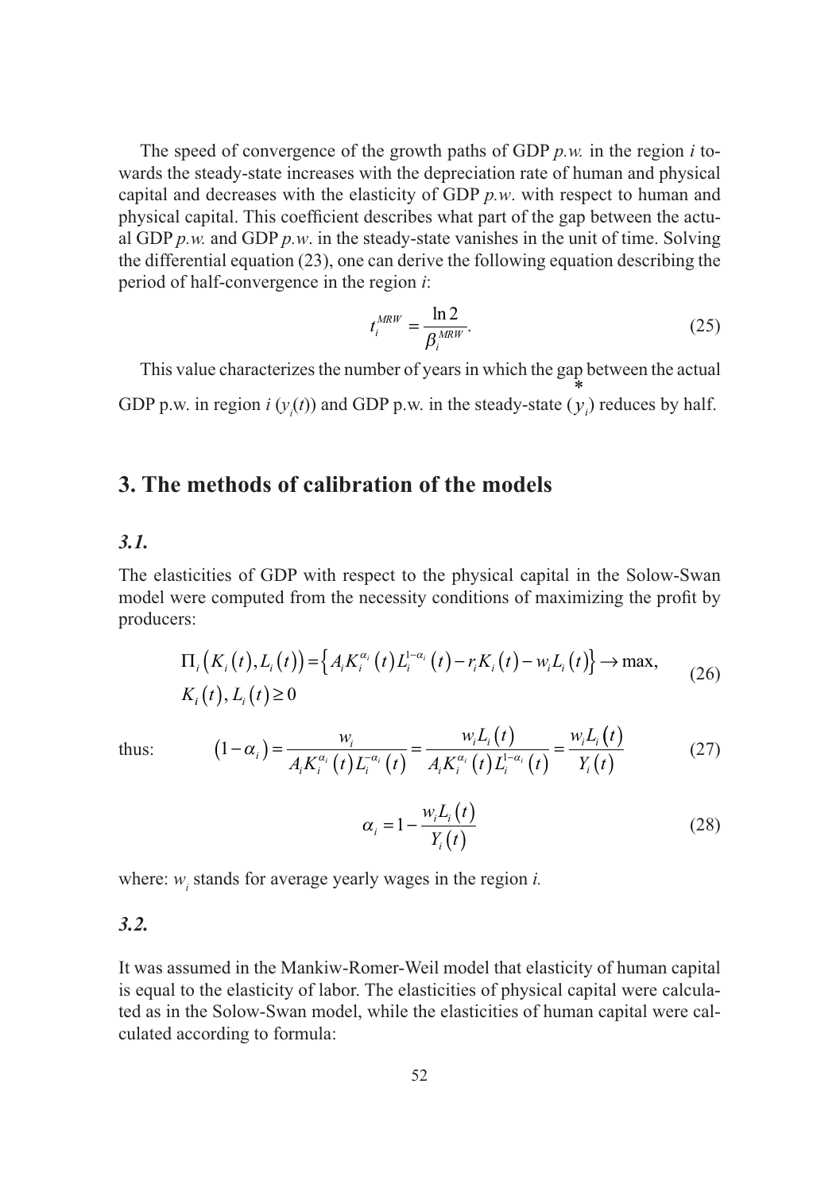The speed of convergence of the growth paths of GDP *p.w.* in the region *i* towards the steady-state increases with the depreciation rate of human and physical capital and decreases with the elasticity of GDP *p.w*. with respect to human and physical capital. This coefficient describes what part of the gap between the actual GDP *p.w.* and GDP *p.w*. in the steady-state vanishes in the unit of time. Solving the differential equation (23), one can derive the following equation describing the period of half-convergence in the region *i*:

$$t_i^{MRW} = \frac{\ln 2}{\beta_i^{MRW}}. \tag{25}$$

This value characterizes the number of years in which the gap between the actual GDP p.w. in region *i* ($y_i(t)$) and GDP p.w. in the steady-state ($\overset{*}{y_i}$) reduces by half.

## 3. The methods of calibration of the models

### *3.1.*

The elasticities of GDP with respect to the physical capital in the Solow-Swan model were computed from the necessity conditions of maximizing the profit by producers:

$$\begin{aligned} &\Pi_i\left(K_i(t), L_i(t)\right) = \left\{A_i K_i^{\alpha_i}(t) L_i^{1-\alpha_i}(t) - r_i K_i(t) - w_i L_i(t)\right\} \to \max, \\ &K_i(t), L_i(t) \geq 0 \end{aligned} \tag{26}$$

thus:

$$\left(1-\alpha_i\right) = \frac{w_i}{A_i K_i^{\alpha_i}(t) L_i^{-\alpha_i}(t)} = \frac{w_i L_i(t)}{A_i K_i^{\alpha_i}(t) L_i^{1-\alpha_i}(t)} = \frac{w_i L_i(t)}{Y_i(t)} \tag{27}$$

$$\alpha_i = 1 - \frac{w_i L_i(t)}{Y_i(t)} \tag{28}$$

where: $w_i$ stands for average yearly wages in the region *i.*

### *3.2.*

It was assumed in the Mankiw-Romer-Weil model that elasticity of human capital is equal to the elasticity of labor. The elasticities of physical capital were calculated as in the Solow-Swan model, while the elasticities of human capital were calculated according to formula: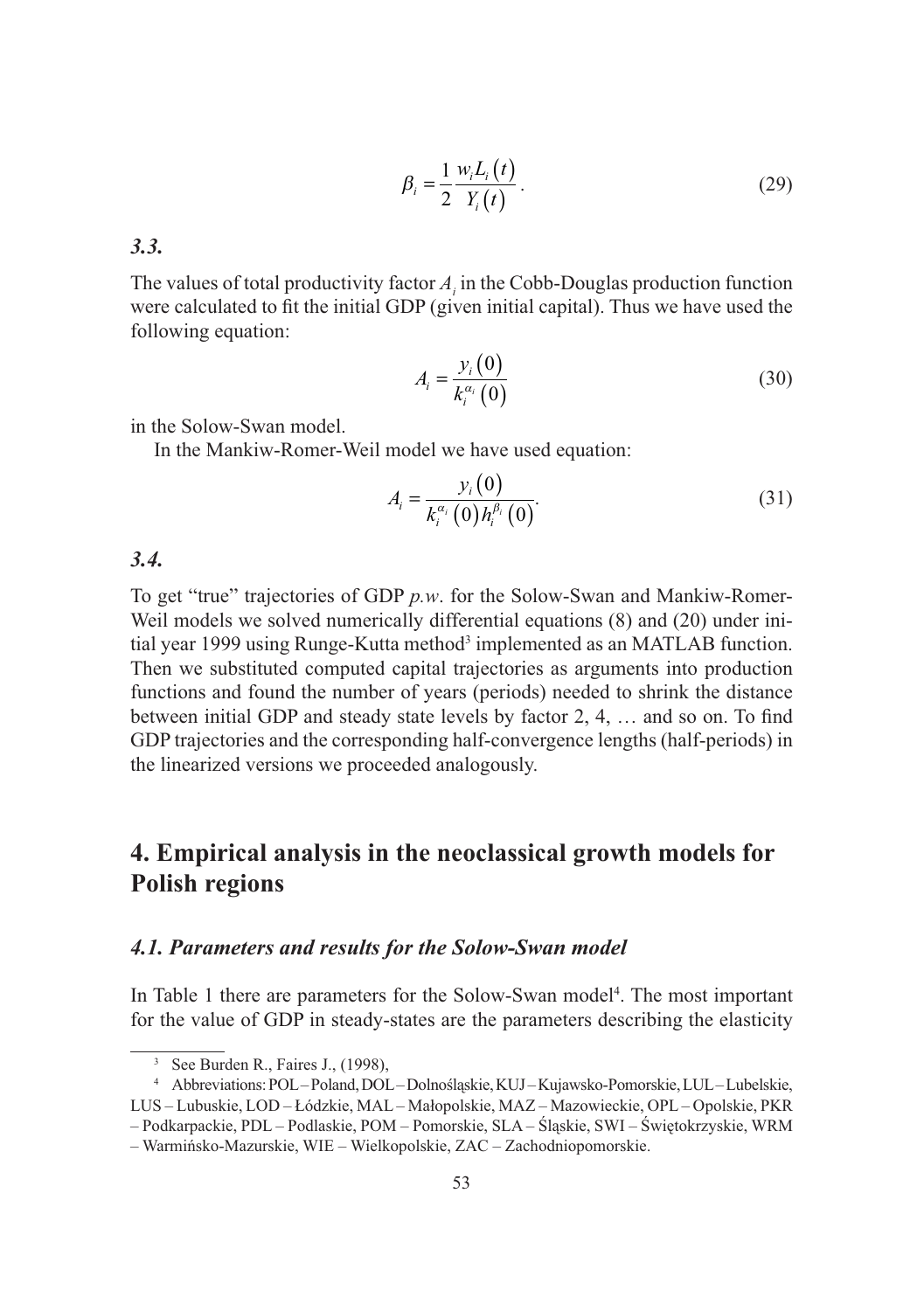$$\beta_i = \frac{1}{2}\frac{w_i L_i(t)}{Y_i(t)}. \tag{29}$$

### *3.3.*

The values of total productivity factor $A_i$ in the Cobb-Douglas production function were calculated to fit the initial GDP (given initial capital). Thus we have used the following equation:

$$A_i = \frac{y_i(0)}{k_i^{\alpha_i}(0)} \tag{30}$$

in the Solow-Swan model.

In the Mankiw-Romer-Weil model we have used equation:

$$A_i = \frac{y_i(0)}{k_i^{\alpha_i}(0) h_i^{\beta_i}(0)}. \tag{31}$$

### *3.4.*

To get "true" trajectories of GDP *p.w*. for the Solow-Swan and Mankiw-Romer-Weil models we solved numerically differential equations (8) and (20) under initial year 1999 using Runge-Kutta method[3] implemented as an MATLAB function. Then we substituted computed capital trajectories as arguments into production functions and found the number of years (periods) needed to shrink the distance between initial GDP and steady state levels by factor 2, 4, … and so on. To find GDP trajectories and the corresponding half-convergence lengths (half-periods) in the linearized versions we proceeded analogously.

## 4. Empirical analysis in the neoclassical growth models for Polish regions

### *4.1. Parameters and results for the Solow-Swan model*

In Table 1 there are parameters for the Solow-Swan model[4]. The most important for the value of GDP in steady-states are the parameters describing the elasticity

---

[3] See Burden R., Faires J., (1998),

[4] Abbreviations: POL – Poland, DOL – Dolnośląskie, KUJ – Kujawsko-Pomorskie, LUL – Lubelskie, LUS – Lubuskie, LOD – Łódzkie, MAL – Małopolskie, MAZ – Mazowieckie, OPL – Opolskie, PKR – Podkarpackie, PDL – Podlaskie, POM – Pomorskie, SLA – Śląskie, SWI – Świętokrzyskie, WRM – Warmińsko-Mazurskie, WIE – Wielkopolskie, ZAC – Zachodniopomorskie.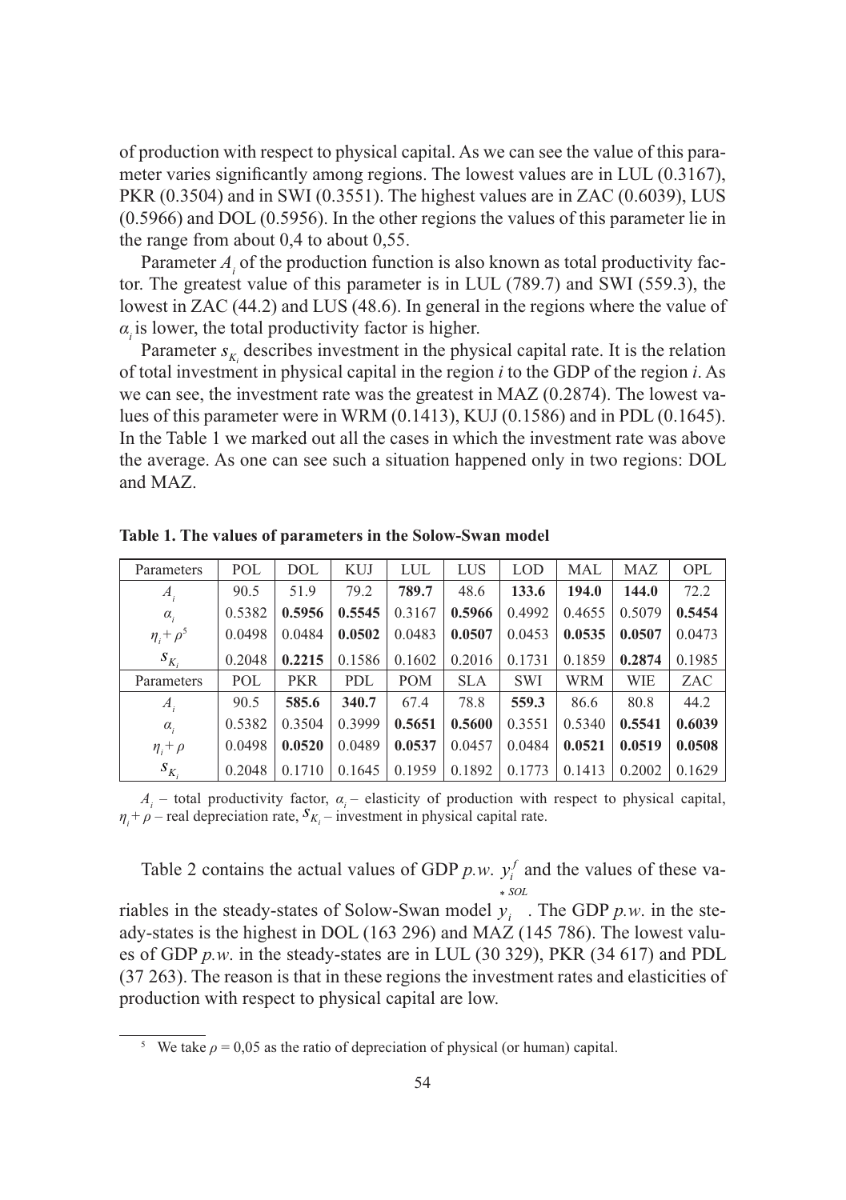of production with respect to physical capital. As we can see the value of this parameter varies significantly among regions. The lowest values are in LUL (0.3167), PKR (0.3504) and in SWI (0.3551). The highest values are in ZAC (0.6039), LUS (0.5966) and DOL (0.5956). In the other regions the values of this parameter lie in the range from about 0,4 to about 0,55.

Parameter $A_i$ of the production function is also known as total productivity factor. The greatest value of this parameter is in LUL (789.7) and SWI (559.3), the lowest in ZAC (44.2) and LUS (48.6). In general in the regions where the value of $\alpha_i$ is lower, the total productivity factor is higher.

Parameter $s_{K_i}$ describes investment in the physical capital rate. It is the relation of total investment in physical capital in the region *i* to the GDP of the region *i*. As we can see, the investment rate was the greatest in MAZ (0.2874). The lowest values of this parameter were in WRM (0.1413), KUJ (0.1586) and in PDL (0.1645). In the Table 1 we marked out all the cases in which the investment rate was above the average. As one can see such a situation happened only in two regions: DOL and MAZ.

**Table 1. The values of parameters in the Solow-Swan model**

| Parameters | POL | DOL | KUJ | LUL | LUS | LOD | MAL | MAZ | OPL |
|---|---|---|---|---|---|---|---|---|---|
| $A_i$ | 90.5 | 51.9 | 79.2 | **789.7** | 48.6 | **133.6** | **194.0** | **144.0** | 72.2 |
| $\alpha_i$ | 0.5382 | **0.5956** | **0.5545** | 0.3167 | **0.5966** | 0.4992 | 0.4655 | 0.5079 | **0.5454** |
| $\eta_i + \rho$[5] | 0.0498 | 0.0484 | **0.0502** | 0.0483 | **0.0507** | 0.0453 | **0.0535** | **0.0507** | 0.0473 |
| $s_{K_i}$ | 0.2048 | **0.2215** | 0.1586 | 0.1602 | 0.2016 | 0.1731 | 0.1859 | **0.2874** | 0.1985 |
| Parameters | POL | PKR | PDL | POM | SLA | SWI | WRM | WIE | ZAC |
| $A_i$ | 90.5 | **585.6** | **340.7** | 67.4 | 78.8 | **559.3** | 86.6 | 80.8 | 44.2 |
| $\alpha_i$ | 0.5382 | 0.3504 | 0.3999 | **0.5651** | **0.5600** | 0.3551 | 0.5340 | **0.5541** | **0.6039** |
| $\eta_i + \rho$ | 0.0498 | **0.0520** | 0.0489 | **0.0537** | 0.0457 | 0.0484 | **0.0521** | **0.0519** | **0.0508** |
| $s_{K_i}$ | 0.2048 | 0.1710 | 0.1645 | 0.1959 | 0.1892 | 0.1773 | 0.1413 | 0.2002 | 0.1629 |

$A_i$ – total productivity factor, $\alpha_i$ – elasticity of production with respect to physical capital, $\eta_i + \rho$ – real depreciation rate, $s_{K_i}$ – investment in physical capital rate.

Table 2 contains the actual values of GDP *p.w.* $y_i^f$ and the values of these variables in the steady-states of Solow-Swan model $\overset{*}{y}_i^{SOL}$. The GDP *p.w.* in the steady-states is the highest in DOL (163 296) and MAZ (145 786). The lowest values of GDP *p.w.* in the steady-states are in LUL (30 329), PKR (34 617) and PDL (37 263). The reason is that in these regions the investment rates and elasticities of production with respect to physical capital are low.

[5] We take $\rho = 0,05$ as the ratio of depreciation of physical (or human) capital.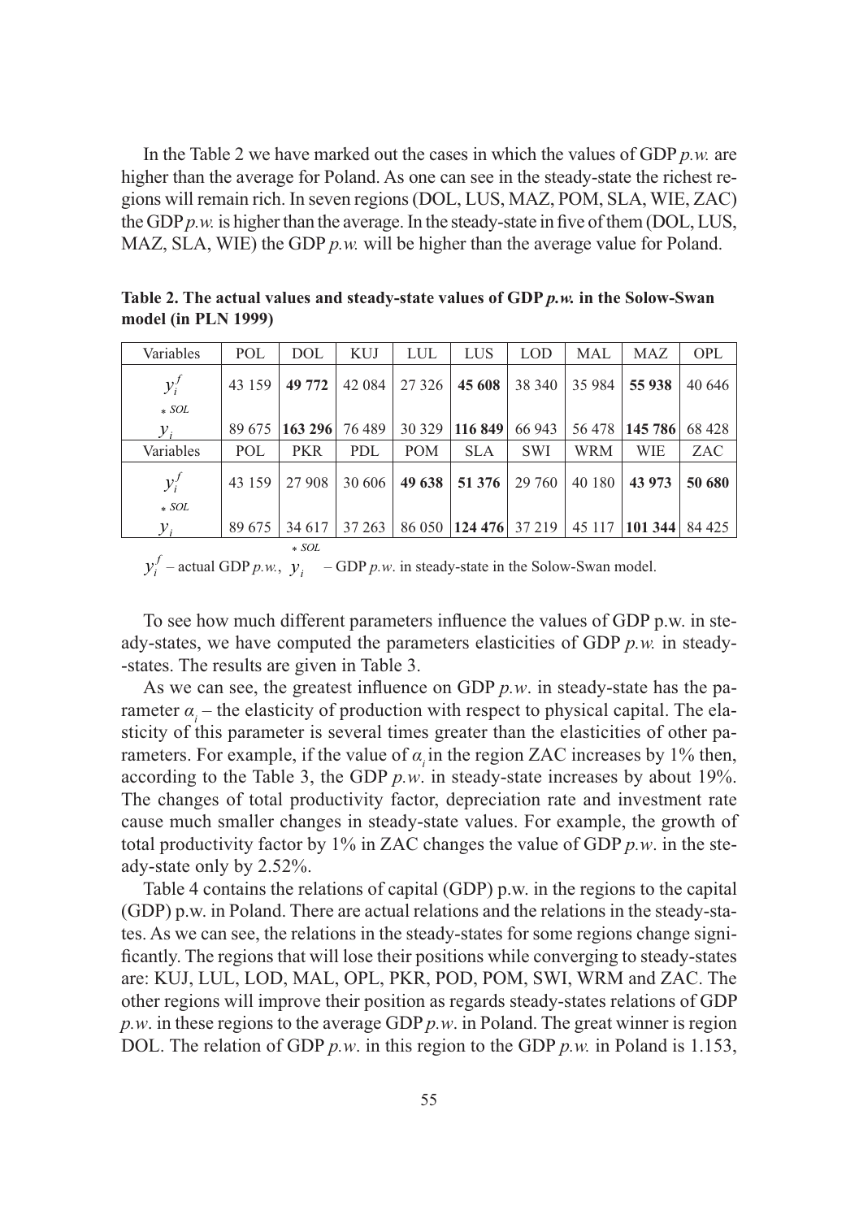In the Table 2 we have marked out the cases in which the values of GDP *p.w.* are higher than the average for Poland. As one can see in the steady-state the richest regions will remain rich. In seven regions (DOL, LUS, MAZ, POM, SLA, WIE, ZAC) the GDP *p.w.* is higher than the average. In the steady-state in five of them (DOL, LUS, MAZ, SLA, WIE) the GDP *p.w.* will be higher than the average value for Poland.

**Table 2. The actual values and steady-state values of GDP *p.w.* in the Solow-Swan model (in PLN 1999)**

| Variables | POL | DOL | KUJ | LUL | LUS | LOD | MAL | MAZ | OPL |
|---|---|---|---|---|---|---|---|---|---|
| $y_i^f$ | 43 159 | **49 772** | 42 084 | 27 326 | **45 608** | 38 340 | 35 984 | **55 938** | 40 646 |
| $y_i^{*SOL}$ | 89 675 | **163 296** | 76 489 | 30 329 | **116 849** | 66 943 | 56 478 | **145 786** | 68 428 |
| Variables | POL | PKR | PDL | POM | SLA | SWI | WRM | WIE | ZAC |
| $y_i^f$ | 43 159 | 27 908 | 30 606 | **49 638** | **51 376** | 29 760 | 40 180 | **43 973** | **50 680** |
| $y_i^{*SOL}$ | 89 675 | 34 617 | 37 263 | 86 050 | **124 476** | 37 219 | 45 117 | **101 344** | 84 425 |

$y_i^f$ – actual GDP *p.w.*, $y_i^{*SOL}$ – GDP *p.w*. in steady-state in the Solow-Swan model.

To see how much different parameters influence the values of GDP p.w. in steady-states, we have computed the parameters elasticities of GDP *p.w.* in steady-states. The results are given in Table 3.

As we can see, the greatest influence on GDP *p.w*. in steady-state has the parameter $\alpha_i$ – the elasticity of production with respect to physical capital. The elasticity of this parameter is several times greater than the elasticities of other parameters. For example, if the value of $\alpha_i$ in the region ZAC increases by 1% then, according to the Table 3, the GDP *p.w*. in steady-state increases by about 19%. The changes of total productivity factor, depreciation rate and investment rate cause much smaller changes in steady-state values. For example, the growth of total productivity factor by 1% in ZAC changes the value of GDP *p.w*. in the steady-state only by 2.52%.

Table 4 contains the relations of capital (GDP) p.w. in the regions to the capital (GDP) p.w. in Poland. There are actual relations and the relations in the steady-states. As we can see, the relations in the steady-states for some regions change significantly. The regions that will lose their positions while converging to steady-states are: KUJ, LUL, LOD, MAL, OPL, PKR, POD, POM, SWI, WRM and ZAC. The other regions will improve their position as regards steady-states relations of GDP *p.w*. in these regions to the average GDP *p.w*. in Poland. The great winner is region DOL. The relation of GDP *p.w*. in this region to the GDP *p.w.* in Poland is 1.153,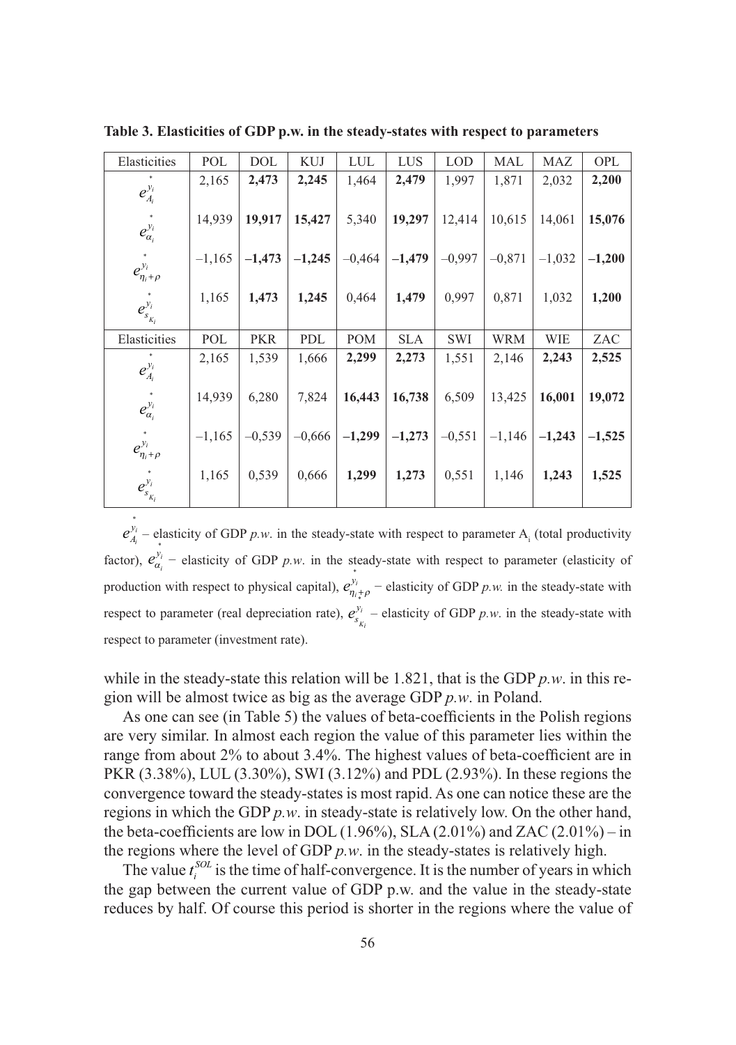**Table 3. Elasticities of GDP p.w. in the steady-states with respect to parameters**

| Elasticities | POL | DOL | KUJ | LUL | LUS | LOD | MAL | MAZ | OPL |
|---|---|---|---|---|---|---|---|---|---|
| $e_{A_i}^{y_i^*}$ | 2,165 | **2,473** | **2,245** | 1,464 | **2,479** | 1,997 | 1,871 | 2,032 | **2,200** |
| $e_{\alpha_i}^{y_i^*}$ | 14,939 | **19,917** | **15,427** | 5,340 | **19,297** | 12,414 | 10,615 | 14,061 | **15,076** |
| $e_{\eta_i+\rho}^{y_i^*}$ | –1,165 | **–1,473** | **–1,245** | –0,464 | **–1,479** | –0,997 | –0,871 | –1,032 | **–1,200** |
| $e_{s_{K_i}}^{y_i^*}$ | 1,165 | **1,473** | **1,245** | 0,464 | **1,479** | 0,997 | 0,871 | 1,032 | **1,200** |
| Elasticities | POL | PKR | PDL | POM | SLA | SWI | WRM | WIE | ZAC |
| $e_{A_i}^{y_i^*}$ | 2,165 | 1,539 | 1,666 | **2,299** | **2,273** | 1,551 | 2,146 | **2,243** | **2,525** |
| $e_{\alpha_i}^{y_i^*}$ | 14,939 | 6,280 | 7,824 | **16,443** | **16,738** | 6,509 | 13,425 | **16,001** | **19,072** |
| $e_{\eta_i+\rho}^{y_i^*}$ | –1,165 | –0,539 | –0,666 | **–1,299** | **–1,273** | –0,551 | –1,146 | **–1,243** | **–1,525** |
| $e_{s_{K_i}}^{y_i^*}$ | 1,165 | 0,539 | 0,666 | **1,299** | **1,273** | 0,551 | 1,146 | **1,243** | **1,525** |

$e_{A_i}^{y_i^*}$ – elasticity of GDP *p.w.* in the steady-state with respect to parameter $A_i$ (total productivity factor), $e_{\alpha_i}^{y_i^*}$ – elasticity of GDP *p.w.* in the steady-state with respect to parameter (elasticity of production with respect to physical capital), $e_{\eta_i+\rho}^{y_i^*}$ – elasticity of GDP *p.w.* in the steady-state with respect to parameter (real depreciation rate), $e_{s_{K_i}}^{y_i^*}$ – elasticity of GDP *p.w.* in the steady-state with respect to parameter (investment rate).

while in the steady-state this relation will be 1.821, that is the GDP *p.w*. in this region will be almost twice as big as the average GDP *p.w.* in Poland.

As one can see (in Table 5) the values of beta-coefficients in the Polish regions are very similar. In almost each region the value of this parameter lies within the range from about 2% to about 3.4%. The highest values of beta-coefficient are in PKR (3.38%), LUL (3.30%), SWI (3.12%) and PDL (2.93%). In these regions the convergence toward the steady-states is most rapid. As one can notice these are the regions in which the GDP *p.w*. in steady-state is relatively low. On the other hand, the beta-coefficients are low in DOL (1.96%), SLA (2.01%) and ZAC (2.01%) – in the regions where the level of GDP *p.w.* in the steady-states is relatively high.

The value $t_i^{SOL}$ is the time of half-convergence. It is the number of years in which the gap between the current value of GDP p.w. and the value in the steady-state reduces by half. Of course this period is shorter in the regions where the value of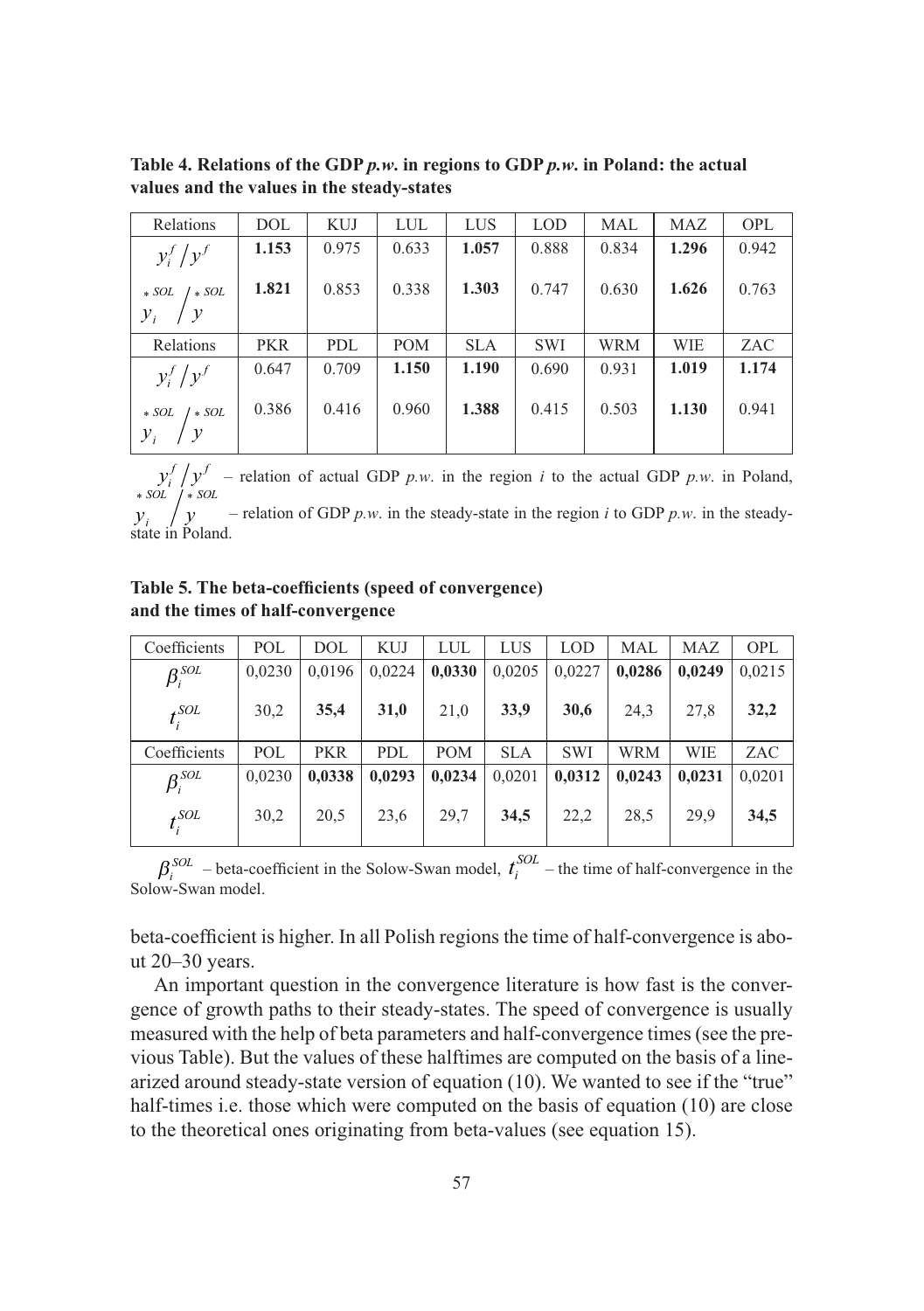**Table 4. Relations of the GDP *p.w.* in regions to GDP *p.w.* in Poland: the actual values and the values in the steady-states**

| Relations | DOL | KUJ | LUL | LUS | LOD | MAL | MAZ | OPL |
|---|---|---|---|---|---|---|---|---|
| $y_i^f / y^f$ | **1.153** | 0.975 | 0.633 | **1.057** | 0.888 | 0.834 | **1.296** | 0.942 |
| $y_i^{*SOL} / y^{*SOL}$ | **1.821** | 0.853 | 0.338 | **1.303** | 0.747 | 0.630 | **1.626** | 0.763 |
| Relations | PKR | PDL | POM | SLA | SWI | WRM | WIE | ZAC |
| $y_i^f / y^f$ | 0.647 | 0.709 | **1.150** | **1.190** | 0.690 | 0.931 | **1.019** | **1.174** |
| $y_i^{*SOL} / y^{*SOL}$ | 0.386 | 0.416 | 0.960 | **1.388** | 0.415 | 0.503 | **1.130** | 0.941 |

$y_i^f / y^f$ – relation of actual GDP *p.w.* in the region *i* to the actual GDP *p.w.* in Poland, $y_i^{*SOL} / y^{*SOL}$ – relation of GDP *p.w.* in the steady-state in the region *i* to GDP *p.w.* in the steady-state in Poland.

**Table 5. The beta-coefficients (speed of convergence) and the times of half-convergence**

| Coefficients | POL | DOL | KUJ | LUL | LUS | LOD | MAL | MAZ | OPL |
|---|---|---|---|---|---|---|---|---|---|
| $\beta_i^{SOL}$ | 0,0230 | 0,0196 | 0,0224 | **0,0330** | 0,0205 | 0,0227 | **0,0286** | **0,0249** | 0,0215 |
| $t_i^{SOL}$ | 30,2 | **35,4** | **31,0** | 21,0 | **33,9** | **30,6** | 24,3 | 27,8 | **32,2** |
| Coefficients | POL | PKR | PDL | POM | SLA | SWI | WRM | WIE | ZAC |
| $\beta_i^{SOL}$ | 0,0230 | **0,0338** | **0,0293** | **0,0234** | 0,0201 | **0,0312** | **0,0243** | **0,0231** | 0,0201 |
| $t_i^{SOL}$ | 30,2 | 20,5 | 23,6 | 29,7 | **34,5** | 22,2 | 28,5 | 29,9 | **34,5** |

$\beta_i^{SOL}$ – beta-coefficient in the Solow-Swan model, $t_i^{SOL}$ – the time of half-convergence in the Solow-Swan model.

beta-coefficient is higher. In all Polish regions the time of half-convergence is about 20–30 years.

An important question in the convergence literature is how fast is the convergence of growth paths to their steady-states. The speed of convergence is usually measured with the help of beta parameters and half-convergence times (see the previous Table). But the values of these halftimes are computed on the basis of a linearized around steady-state version of equation (10). We wanted to see if the "true" half-times i.e. those which were computed on the basis of equation (10) are close to the theoretical ones originating from beta-values (see equation 15).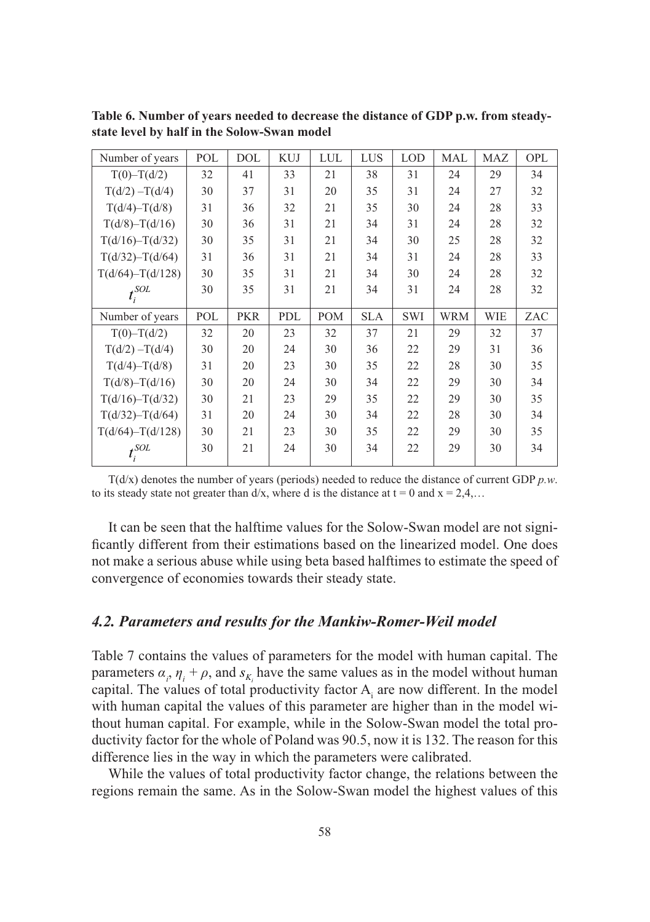**Table 6. Number of years needed to decrease the distance of GDP p.w. from steady-state level by half in the Solow-Swan model**

| Number of years | POL | DOL | KUJ | LUL | LUS | LOD | MAL | MAZ | OPL |
|---|---|---|---|---|---|---|---|---|---|
| T(0)–T(d/2) | 32 | 41 | 33 | 21 | 38 | 31 | 24 | 29 | 34 |
| T(d/2) –T(d/4) | 30 | 37 | 31 | 20 | 35 | 31 | 24 | 27 | 32 |
| T(d/4)–T(d/8) | 31 | 36 | 32 | 21 | 35 | 30 | 24 | 28 | 33 |
| T(d/8)–T(d/16) | 30 | 36 | 31 | 21 | 34 | 31 | 24 | 28 | 32 |
| T(d/16)–T(d/32) | 30 | 35 | 31 | 21 | 34 | 30 | 25 | 28 | 32 |
| T(d/32)–T(d/64) | 31 | 36 | 31 | 21 | 34 | 31 | 24 | 28 | 33 |
| T(d/64)–T(d/128) | 30 | 35 | 31 | 21 | 34 | 30 | 24 | 28 | 32 |
| $t_i^{SOL}$ | 30 | 35 | 31 | 21 | 34 | 31 | 24 | 28 | 32 |
| **Number of years** | **POL** | **PKR** | **PDL** | **POM** | **SLA** | **SWI** | **WRM** | **WIE** | **ZAC** |
| T(0)–T(d/2) | 32 | 20 | 23 | 32 | 37 | 21 | 29 | 32 | 37 |
| T(d/2) –T(d/4) | 30 | 20 | 24 | 30 | 36 | 22 | 29 | 31 | 36 |
| T(d/4)–T(d/8) | 31 | 20 | 23 | 30 | 35 | 22 | 28 | 30 | 35 |
| T(d/8)–T(d/16) | 30 | 20 | 24 | 30 | 34 | 22 | 29 | 30 | 34 |
| T(d/16)–T(d/32) | 30 | 21 | 23 | 29 | 35 | 22 | 29 | 30 | 35 |
| T(d/32)–T(d/64) | 31 | 20 | 24 | 30 | 34 | 22 | 28 | 30 | 34 |
| T(d/64)–T(d/128) | 30 | 21 | 23 | 30 | 35 | 22 | 29 | 30 | 35 |
| $t_i^{SOL}$ | 30 | 21 | 24 | 30 | 34 | 22 | 29 | 30 | 34 |

T(d/x) denotes the number of years (periods) needed to reduce the distance of current GDP *p.w.* to its steady state not greater than d/x, where d is the distance at t = 0 and x = 2,4,…

It can be seen that the halftime values for the Solow-Swan model are not significantly different from their estimations based on the linearized model. One does not make a serious abuse while using beta based halftimes to estimate the speed of convergence of economies towards their steady state.

### *4.2. Parameters and results for the Mankiw-Romer-Weil model*

Table 7 contains the values of parameters for the model with human capital. The parameters $\alpha_i$, $\eta_i + \rho$, and $s_{K_i}$ have the same values as in the model without human capital. The values of total productivity factor $A_i$ are now different. In the model with human capital the values of this parameter are higher than in the model without human capital. For example, while in the Solow-Swan model the total productivity factor for the whole of Poland was 90.5, now it is 132. The reason for this difference lies in the way in which the parameters were calibrated.

While the values of total productivity factor change, the relations between the regions remain the same. As in the Solow-Swan model the highest values of this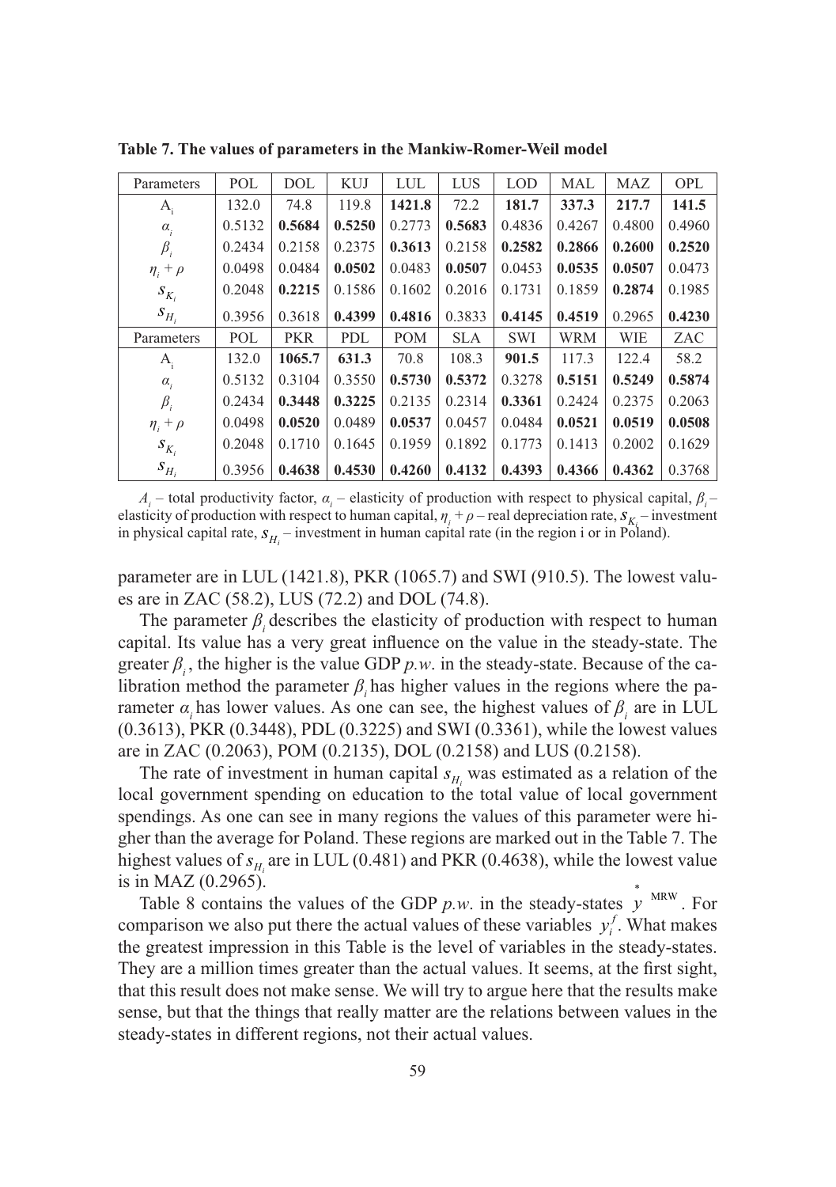**Table 7. The values of parameters in the Mankiw-Romer-Weil model**

| Parameters | POL | DOL | KUJ | LUL | LUS | LOD | MAL | MAZ | OPL |
|---|---|---|---|---|---|---|---|---|---|
| $A_i$ | 132.0 | 74.8 | 119.8 | **1421.8** | 72.2 | **181.7** | **337.3** | **217.7** | **141.5** |
| $\alpha_i$ | 0.5132 | **0.5684** | **0.5250** | 0.2773 | **0.5683** | 0.4836 | 0.4267 | 0.4800 | 0.4960 |
| $\beta_i$ | 0.2434 | 0.2158 | 0.2375 | **0.3613** | 0.2158 | **0.2582** | **0.2866** | **0.2600** | **0.2520** |
| $\eta_i + \rho$ | 0.0498 | 0.0484 | **0.0502** | 0.0483 | **0.0507** | 0.0453 | **0.0535** | **0.0507** | 0.0473 |
| $s_{K_i}$ | 0.2048 | **0.2215** | 0.1586 | 0.1602 | 0.2016 | 0.1731 | 0.1859 | **0.2874** | 0.1985 |
| $s_{H_i}$ | 0.3956 | 0.3618 | **0.4399** | **0.4816** | 0.3833 | **0.4145** | **0.4519** | 0.2965 | **0.4230** |
| Parameters | POL | PKR | PDL | POM | SLA | SWI | WRM | WIE | ZAC |
| $A_i$ | 132.0 | **1065.7** | **631.3** | 70.8 | 108.3 | **901.5** | 117.3 | 122.4 | 58.2 |
| $\alpha_i$ | 0.5132 | 0.3104 | 0.3550 | **0.5730** | **0.5372** | 0.3278 | **0.5151** | **0.5249** | **0.5874** |
| $\beta_i$ | 0.2434 | **0.3448** | **0.3225** | 0.2135 | 0.2314 | **0.3361** | 0.2424 | 0.2375 | 0.2063 |
| $\eta_i + \rho$ | 0.0498 | **0.0520** | 0.0489 | **0.0537** | 0.0457 | 0.0484 | **0.0521** | **0.0519** | **0.0508** |
| $s_{K_i}$ | 0.2048 | 0.1710 | 0.1645 | 0.1959 | 0.1892 | 0.1773 | 0.1413 | 0.2002 | 0.1629 |
| $s_{H_i}$ | 0.3956 | **0.4638** | **0.4530** | **0.4260** | **0.4132** | **0.4393** | **0.4366** | **0.4362** | 0.3768 |

$A_i$ – total productivity factor, $\alpha_i$ – elasticity of production with respect to physical capital, $\beta_i$ – elasticity of production with respect to human capital, $\eta_i + \rho$ – real depreciation rate, $s_{K_i}$ – investment in physical capital rate, $s_{H_i}$ – investment in human capital rate (in the region i or in Poland).

parameter are in LUL (1421.8), PKR (1065.7) and SWI (910.5). The lowest values are in ZAC (58.2), LUS (72.2) and DOL (74.8).

The parameter $\beta_i$ describes the elasticity of production with respect to human capital. Its value has a very great influence on the value in the steady-state. The greater $\beta_i$, the higher is the value GDP *p.w.* in the steady-state. Because of the calibration method the parameter $\beta_i$ has higher values in the regions where the parameter $\alpha_i$ has lower values. As one can see, the highest values of $\beta_i$ are in LUL (0.3613), PKR (0.3448), PDL (0.3225) and SWI (0.3361), while the lowest values are in ZAC (0.2063), POM (0.2135), DOL (0.2158) and LUS (0.2158).

The rate of investment in human capital $s_{H_i}$ was estimated as a relation of the local government spending on education to the total value of local government spendings. As one can see in many regions the values of this parameter were higher than the average for Poland. These regions are marked out in the Table 7. The highest values of $s_{H_i}$ are in LUL (0.481) and PKR (0.4638), while the lowest value is in MAZ (0.2965).

Table 8 contains the values of the GDP *p.w.* in the steady-states $\overset{*}{y}{}^{MRW}$. For comparison we also put there the actual values of these variables $y_i^f$. What makes the greatest impression in this Table is the level of variables in the steady-states. They are a million times greater than the actual values. It seems, at the first sight, that this result does not make sense. We will try to argue here that the results make sense, but that the things that really matter are the relations between values in the steady-states in different regions, not their actual values.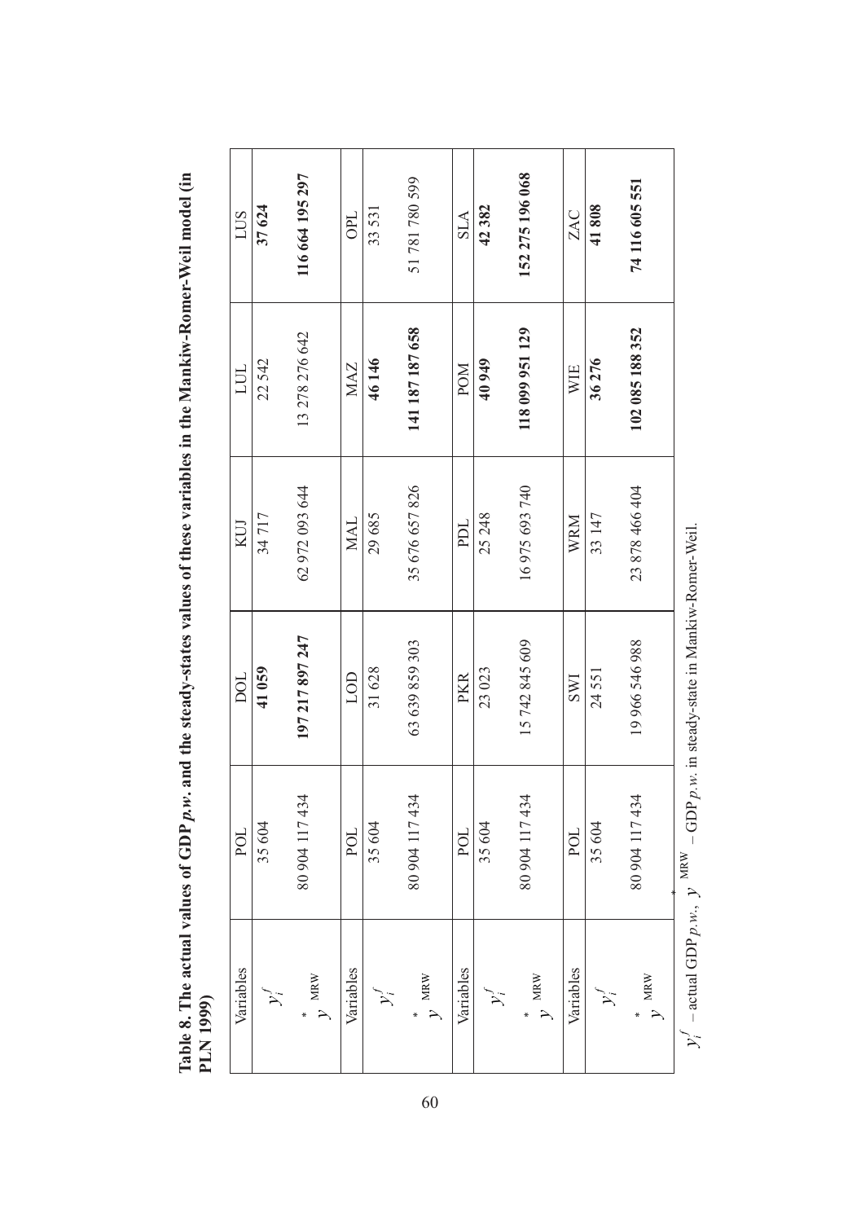**Table 8. The actual values of GDP *p.w.* and the steady-states values of these variables in the Mankiw-Romer-Weil model (in PLN 1999)**

| Variables | POL | DOL | KUJ | LUL | LUS |
|---|---|---|---|---|---|
| $y_i^f$ | 35 604 | **41 059** | 34 717 | 22 542 | **37 624** |
| $y^{*}_{\text{MRW}}$ | 80 904 117 434 | **197 217 897 247** | 62 972 093 644 | 13 278 276 642 | **116 664 195 297** |
| Variables | POL | LOD | MAL | MAZ | OPL |
| $y_i^f$ | 35 604 | 31 628 | 29 685 | **46 146** | 33 531 |
| $y^{*}_{\text{MRW}}$ | 80 904 117 434 | 63 639 859 303 | 35 676 657 826 | **141 187 187 658** | 51 781 780 599 |
| Variables | POL | PKR | PDL | POM | SLA |
| $y_i^f$ | 35 604 | 23 023 | 25 248 | **40 949** | **42 382** |
| $y^{*}_{\text{MRW}}$ | 80 904 117 434 | 15 742 845 609 | 16 975 693 740 | **118 099 951 129** | **152 275 196 068** |
| Variables | POL | SWI | WRM | WIE | ZAC |
| $y_i^f$ | 35 604 | 24 551 | 33 147 | **36 276** | **41 808** |
| $y^{*}_{\text{MRW}}$ | 80 904 117 434 | 19 966 546 988 | 23 878 466 404 | **102 085 188 352** | **74 116 605 551** |

$y_i^f$ – actual GDP *p.w.*, $y^{*}_{\text{MRW}}$ – GDP *p.w.* in steady-state in Mankiw-Romer-Weil.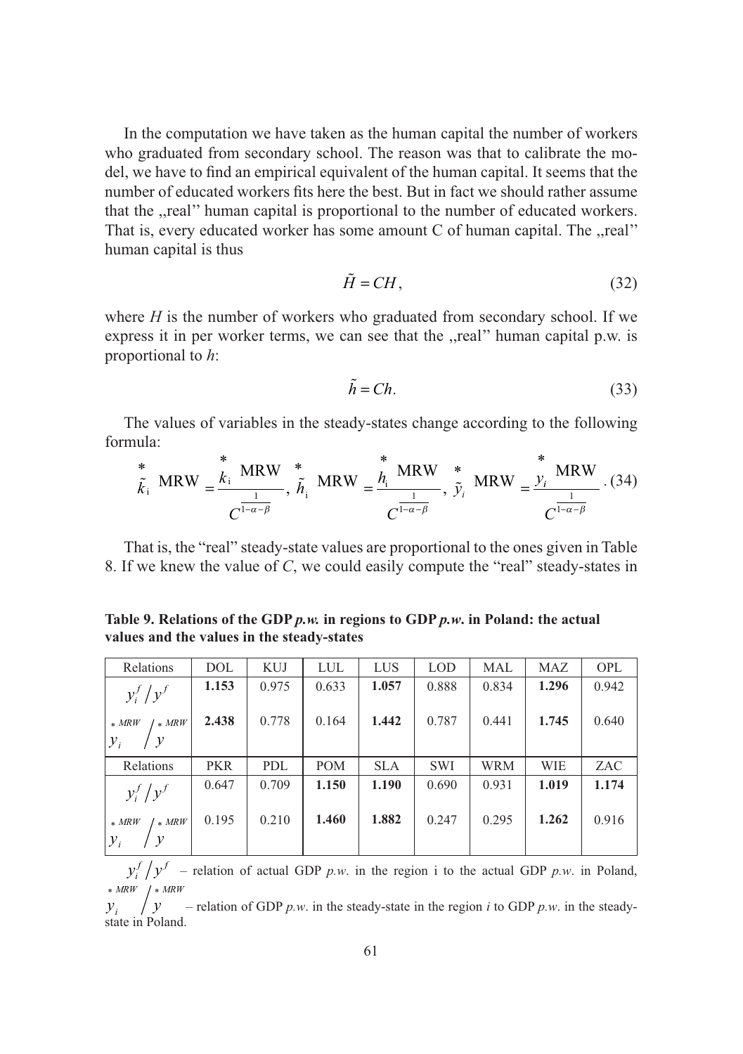In the computation we have taken as the human capital the number of workers who graduated from secondary school. The reason was that to calibrate the model, we have to find an empirical equivalent of the human capital. It seems that the number of educated workers fits here the best. But in fact we should rather assume that the ,,real'' human capital is proportional to the number of educated workers. That is, every educated worker has some amount C of human capital. The ,,real'' human capital is thus

$$\tilde{H} = CH, \tag{32}$$

where $H$ is the number of workers who graduated from secondary school. If we express it in per worker terms, we can see that the ,,real'' human capital p.w. is proportional to $h$:

$$\tilde{h} = Ch. \tag{33}$$

The values of variables in the steady-states change according to the following formula:

$$\overset{*}{\tilde{k}}_{\mathrm{i}}\ \mathrm{MRW} = \frac{\overset{*}{k}_{\mathrm{i}}\ \mathrm{MRW}}{C^{\frac{1}{1-\alpha-\beta}}},\ \overset{*}{\tilde{h}}_{\mathrm{i}}\ \mathrm{MRW} = \frac{\overset{*}{h}_{\mathrm{i}}\ \mathrm{MRW}}{C^{\frac{1}{1-\alpha-\beta}}},\ \overset{*}{\tilde{y}}_{i}\ \mathrm{MRW} = \frac{\overset{*}{y}_{i}\ \mathrm{MRW}}{C^{\frac{1}{1-\alpha-\beta}}}. \tag{34}$$

That is, the "real" steady-state values are proportional to the ones given in Table 8. If we knew the value of $C$, we could easily compute the "real" steady-states in

**Table 9. Relations of the GDP *p.w.* in regions to GDP *p.w.* in Poland: the actual values and the values in the steady-states**

| Relations | DOL | KUJ | LUL | LUS | LOD | MAL | MAZ | OPL |
|---|---|---|---|---|---|---|---|---|
| $y_i^f / y^f$ | **1.153** | 0.975 | 0.633 | **1.057** | 0.888 | 0.834 | **1.296** | 0.942 |
| $y_i^{*MRW} / y^{*MRW}$ | **2.438** | 0.778 | 0.164 | **1.442** | 0.787 | 0.441 | **1.745** | 0.640 |
| **Relations** | **PKR** | **PDL** | **POM** | **SLA** | **SWI** | **WRM** | **WIE** | **ZAC** |
| $y_i^f / y^f$ | 0.647 | 0.709 | **1.150** | **1.190** | 0.690 | 0.931 | **1.019** | **1.174** |
| $y_i^{*MRW} / y^{*MRW}$ | 0.195 | 0.210 | **1.460** | **1.882** | 0.247 | 0.295 | **1.262** | 0.916 |

$y_i^f / y^f$ – relation of actual GDP *p.w.* in the region i to the actual GDP *p.w.* in Poland,
$y_i^{*MRW} / y^{*MRW}$ – relation of GDP *p.w.* in the steady-state in the region *i* to GDP *p.w.* in the steady-state in Poland.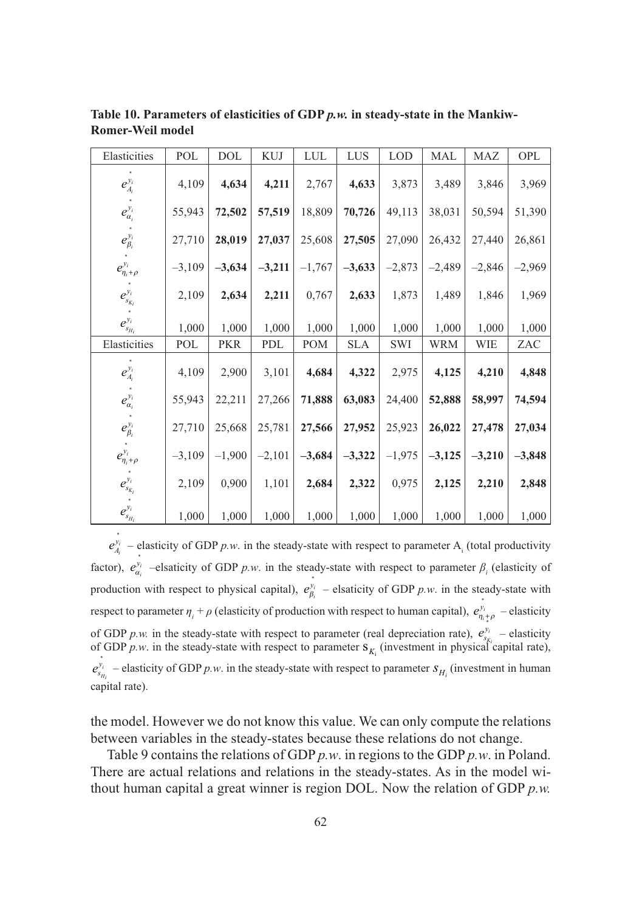**Table 10. Parameters of elasticities of GDP *p.w.* in steady-state in the Mankiw-Romer-Weil model**

| Elasticities | POL | DOL | KUJ | LUL | LUS | LOD | MAL | MAZ | OPL |
|---|---|---|---|---|---|---|---|---|---|
| $e^{\overset{*}{y_i}}_{A_i}$ | 4,109 | **4,634** | **4,211** | 2,767 | **4,633** | 3,873 | 3,489 | 3,846 | 3,969 |
| $e^{\overset{*}{y_i}}_{\alpha_i}$ | 55,943 | **72,502** | **57,519** | 18,809 | **70,726** | 49,113 | 38,031 | 50,594 | 51,390 |
| $e^{\overset{*}{y_i}}_{\beta_i}$ | 27,710 | **28,019** | **27,037** | 25,608 | **27,505** | 27,090 | 26,432 | 27,440 | 26,861 |
| $e^{\overset{*}{y_i}}_{\eta_i+\rho}$ | –3,109 | **–3,634** | **–3,211** | –1,767 | **–3,633** | –2,873 | –2,489 | –2,846 | –2,969 |
| $e^{\overset{*}{y_i}}_{s_{K_i}}$ | 2,109 | **2,634** | **2,211** | 0,767 | **2,633** | 1,873 | 1,489 | 1,846 | 1,969 |
| $e^{\overset{*}{y_i}}_{s_{H_i}}$ | 1,000 | 1,000 | 1,000 | 1,000 | 1,000 | 1,000 | 1,000 | 1,000 | 1,000 |
| Elasticities | POL | PKR | PDL | POM | SLA | SWI | WRM | WIE | ZAC |
| $e^{\overset{*}{y_i}}_{A_i}$ | 4,109 | 2,900 | 3,101 | **4,684** | **4,322** | 2,975 | **4,125** | **4,210** | **4,848** |
| $e^{\overset{*}{y_i}}_{\alpha_i}$ | 55,943 | 22,211 | 27,266 | **71,888** | **63,083** | 24,400 | **52,888** | **58,997** | **74,594** |
| $e^{\overset{*}{y_i}}_{\beta_i}$ | 27,710 | 25,668 | 25,781 | **27,566** | **27,952** | 25,923 | **26,022** | **27,478** | **27,034** |
| $e^{\overset{*}{y_i}}_{\eta_i+\rho}$ | –3,109 | –1,900 | –2,101 | **–3,684** | **–3,322** | –1,975 | **–3,125** | **–3,210** | **–3,848** |
| $e^{\overset{*}{y_i}}_{s_{K_i}}$ | 2,109 | 0,900 | 1,101 | **2,684** | **2,322** | 0,975 | **2,125** | **2,210** | **2,848** |
| $e^{\overset{*}{y_i}}_{s_{H_i}}$ | 1,000 | 1,000 | 1,000 | 1,000 | 1,000 | 1,000 | 1,000 | 1,000 | 1,000 |

$e^{\overset{*}{y_i}}_{A_i}$ – elasticity of GDP *p.w.* in the steady-state with respect to parameter $A_i$ (total productivity factor), $e^{\overset{*}{y_i}}_{\alpha_i}$ –elsaticity of GDP *p.w.* in the steady-state with respect to parameter $\beta_i$ (elasticity of production with respect to physical capital), $e^{\overset{*}{y_i}}_{\beta_i}$ – elsaticity of GDP *p.w.* in the steady-state with respect to parameter $\eta_i + \rho$ (elasticity of production with respect to human capital), $e^{\overset{*}{y_i}}_{\eta_i+\rho}$ – elasticity of GDP *p.w.* in the steady-state with respect to parameter (real depreciation rate), $e^{\overset{*}{y_i}}_{s_{K_i}}$ – elasticity of GDP *p.w.* in the steady-state with respect to parameter $s_{K_i}$ (investment in physical capital rate), $e^{\overset{*}{y_i}}_{s_{H_i}}$ – elasticity of GDP *p.w.* in the steady-state with respect to parameter $s_{H_i}$ (investment in human capital rate).

the model. However we do not know this value. We can only compute the relations between variables in the steady-states because these relations do not change.

Table 9 contains the relations of GDP *p.w.* in regions to the GDP *p.w.* in Poland. There are actual relations and relations in the steady-states. As in the model without human capital a great winner is region DOL. Now the relation of GDP *p.w.*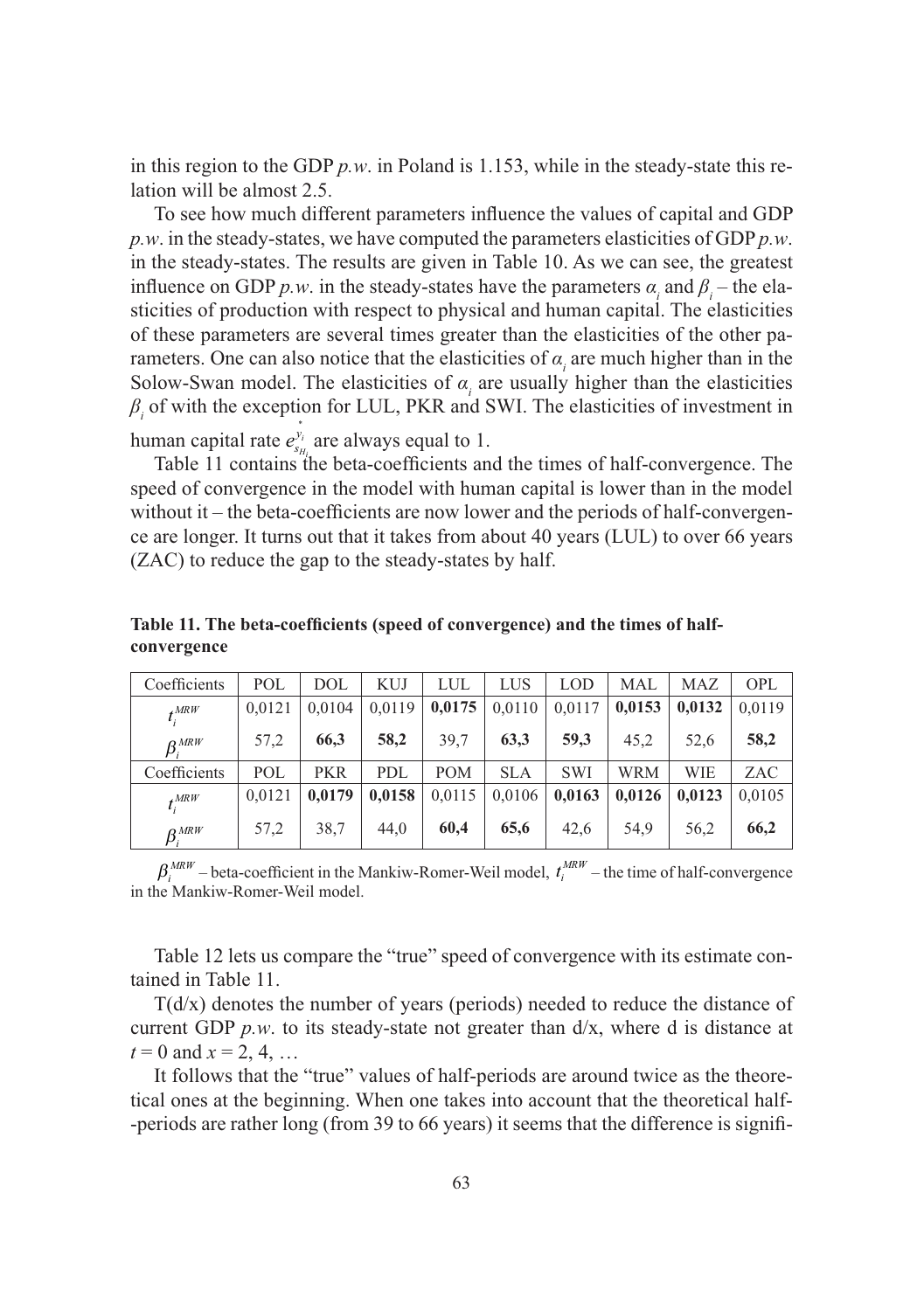in this region to the GDP *p.w*. in Poland is 1.153, while in the steady-state this relation will be almost 2.5.

To see how much different parameters influence the values of capital and GDP *p.w*. in the steady-states, we have computed the parameters elasticities of GDP *p.w*. in the steady-states. The results are given in Table 10. As we can see, the greatest influence on GDP *p.w*. in the steady-states have the parameters $\alpha_i$ and $\beta_i$ – the elasticities of production with respect to physical and human capital. The elasticities of these parameters are several times greater than the elasticities of the other parameters. One can also notice that the elasticities of $\alpha_i$ are much higher than in the Solow-Swan model. The elasticities of $\alpha_i$ are usually higher than the elasticities $\beta_i$ of with the exception for LUL, PKR and SWI. The elasticities of investment in human capital rate $e_{s_{H_i}}^{y_i^*}$ are always equal to 1.

Table 11 contains the beta-coefficients and the times of half-convergence. The speed of convergence in the model with human capital is lower than in the model without it – the beta-coefficients are now lower and the periods of half-convergence are longer. It turns out that it takes from about 40 years (LUL) to over 66 years (ZAC) to reduce the gap to the steady-states by half.

**Table 11. The beta-coefficients (speed of convergence) and the times of half-convergence**

| Coefficients | POL | DOL | KUJ | LUL | LUS | LOD | MAL | MAZ | OPL |
|---|---|---|---|---|---|---|---|---|---|
| $t_i^{MRW}$ | 0,0121 | 0,0104 | 0,0119 | **0,0175** | 0,0110 | 0,0117 | **0,0153** | **0,0132** | 0,0119 |
| $\beta_i^{MRW}$ | 57,2 | **66,3** | **58,2** | 39,7 | **63,3** | **59,3** | 45,2 | 52,6 | **58,2** |
| Coefficients | POL | PKR | PDL | POM | SLA | SWI | WRM | WIE | ZAC |
| $t_i^{MRW}$ | 0,0121 | **0,0179** | **0,0158** | 0,0115 | 0,0106 | **0,0163** | **0,0126** | **0,0123** | 0,0105 |
| $\beta_i^{MRW}$ | 57,2 | 38,7 | 44,0 | **60,4** | **65,6** | 42,6 | 54,9 | 56,2 | **66,2** |

$\beta_i^{MRW}$ – beta-coefficient in the Mankiw-Romer-Weil model, $t_i^{MRW}$ – the time of half-convergence in the Mankiw-Romer-Weil model.

Table 12 lets us compare the "true" speed of convergence with its estimate contained in Table 11.

T(d/x) denotes the number of years (periods) needed to reduce the distance of current GDP *p.w*. to its steady-state not greater than d/x, where d is distance at $t = 0$ and $x = 2, 4, \ldots$

It follows that the "true" values of half-periods are around twice as the theoretical ones at the beginning. When one takes into account that the theoretical half-periods are rather long (from 39 to 66 years) it seems that the difference is signifi-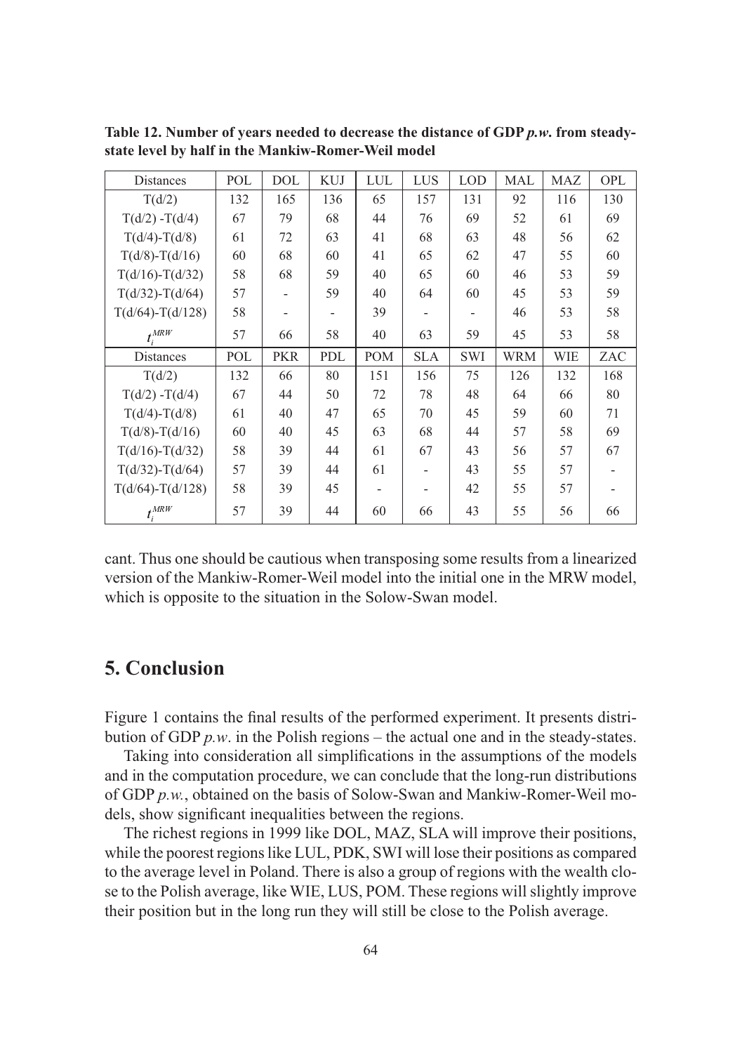**Table 12. Number of years needed to decrease the distance of GDP *p.w.* from steady-state level by half in the Mankiw-Romer-Weil model**

| Distances | POL | DOL | KUJ | LUL | LUS | LOD | MAL | MAZ | OPL |
|---|---|---|---|---|---|---|---|---|---|
| T(d/2) | 132 | 165 | 136 | 65 | 157 | 131 | 92 | 116 | 130 |
| T(d/2) -T(d/4) | 67 | 79 | 68 | 44 | 76 | 69 | 52 | 61 | 69 |
| T(d/4)-T(d/8) | 61 | 72 | 63 | 41 | 68 | 63 | 48 | 56 | 62 |
| T(d/8)-T(d/16) | 60 | 68 | 60 | 41 | 65 | 62 | 47 | 55 | 60 |
| T(d/16)-T(d/32) | 58 | 68 | 59 | 40 | 65 | 60 | 46 | 53 | 59 |
| T(d/32)-T(d/64) | 57 | - | 59 | 40 | 64 | 60 | 45 | 53 | 59 |
| T(d/64)-T(d/128) | 58 | - | - | 39 | - | - | 46 | 53 | 58 |
| $t_i^{MRW}$ | 57 | 66 | 58 | 40 | 63 | 59 | 45 | 53 | 58 |
| Distances | POL | PKR | PDL | POM | SLA | SWI | WRM | WIE | ZAC |
| T(d/2) | 132 | 66 | 80 | 151 | 156 | 75 | 126 | 132 | 168 |
| T(d/2) -T(d/4) | 67 | 44 | 50 | 72 | 78 | 48 | 64 | 66 | 80 |
| T(d/4)-T(d/8) | 61 | 40 | 47 | 65 | 70 | 45 | 59 | 60 | 71 |
| T(d/8)-T(d/16) | 60 | 40 | 45 | 63 | 68 | 44 | 57 | 58 | 69 |
| T(d/16)-T(d/32) | 58 | 39 | 44 | 61 | 67 | 43 | 56 | 57 | 67 |
| T(d/32)-T(d/64) | 57 | 39 | 44 | 61 | - | 43 | 55 | 57 | - |
| T(d/64)-T(d/128) | 58 | 39 | 45 | - | - | 42 | 55 | 57 | - |
| $t_i^{MRW}$ | 57 | 39 | 44 | 60 | 66 | 43 | 55 | 56 | 66 |

cant. Thus one should be cautious when transposing some results from a linearized version of the Mankiw-Romer-Weil model into the initial one in the MRW model, which is opposite to the situation in the Solow-Swan model.

## 5. Conclusion

Figure 1 contains the final results of the performed experiment. It presents distribution of GDP *p.w*. in the Polish regions – the actual one and in the steady-states.

Taking into consideration all simplifications in the assumptions of the models and in the computation procedure, we can conclude that the long-run distributions of GDP *p.w.*, obtained on the basis of Solow-Swan and Mankiw-Romer-Weil models, show significant inequalities between the regions.

The richest regions in 1999 like DOL, MAZ, SLA will improve their positions, while the poorest regions like LUL, PDK, SWI will lose their positions as compared to the average level in Poland. There is also a group of regions with the wealth close to the Polish average, like WIE, LUS, POM. These regions will slightly improve their position but in the long run they will still be close to the Polish average.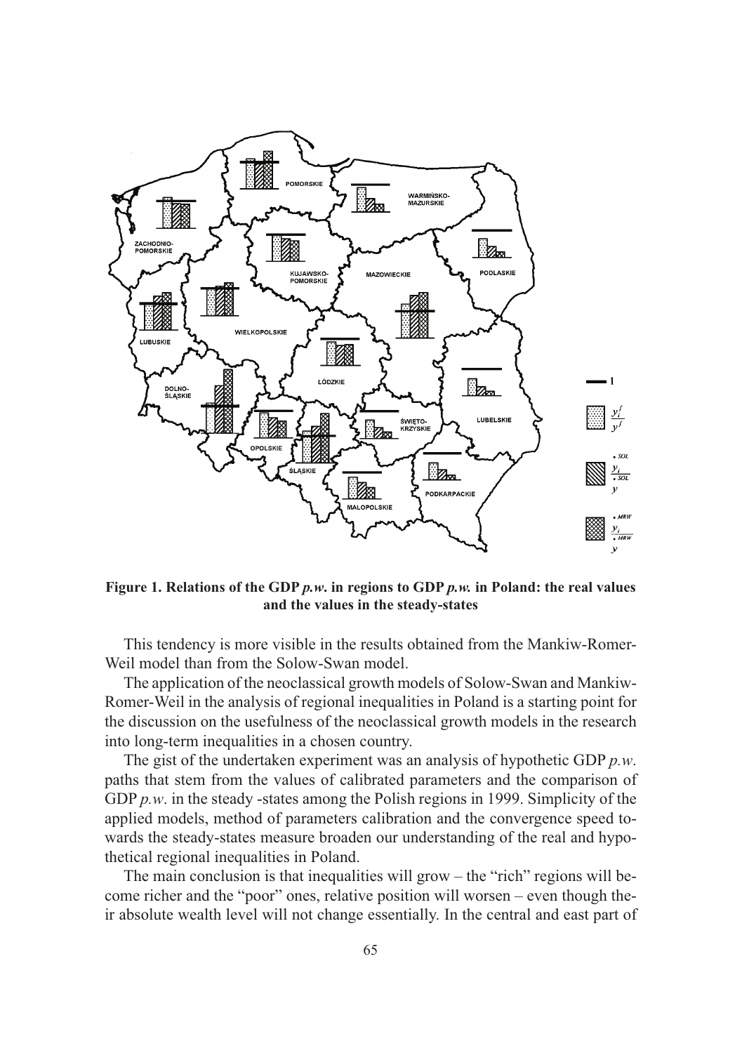**Figure 1. Relations of the GDP *p.w.* in regions to GDP *p.w.* in Poland: the real values and the values in the steady-states**

This tendency is more visible in the results obtained from the Mankiw-Romer-Weil model than from the Solow-Swan model.

The application of the neoclassical growth models of Solow-Swan and Mankiw-Romer-Weil in the analysis of regional inequalities in Poland is a starting point for the discussion on the usefulness of the neoclassical growth models in the research into long-term inequalities in a chosen country.

The gist of the undertaken experiment was an analysis of hypothetic GDP *p.w*. paths that stem from the values of calibrated parameters and the comparison of GDP *p.w*. in the steady -states among the Polish regions in 1999. Simplicity of the applied models, method of parameters calibration and the convergence speed towards the steady-states measure broaden our understanding of the real and hypothetical regional inequalities in Poland.

The main conclusion is that inequalities will grow – the "rich" regions will become richer and the "poor" ones, relative position will worsen – even though their absolute wealth level will not change essentially. In the central and east part of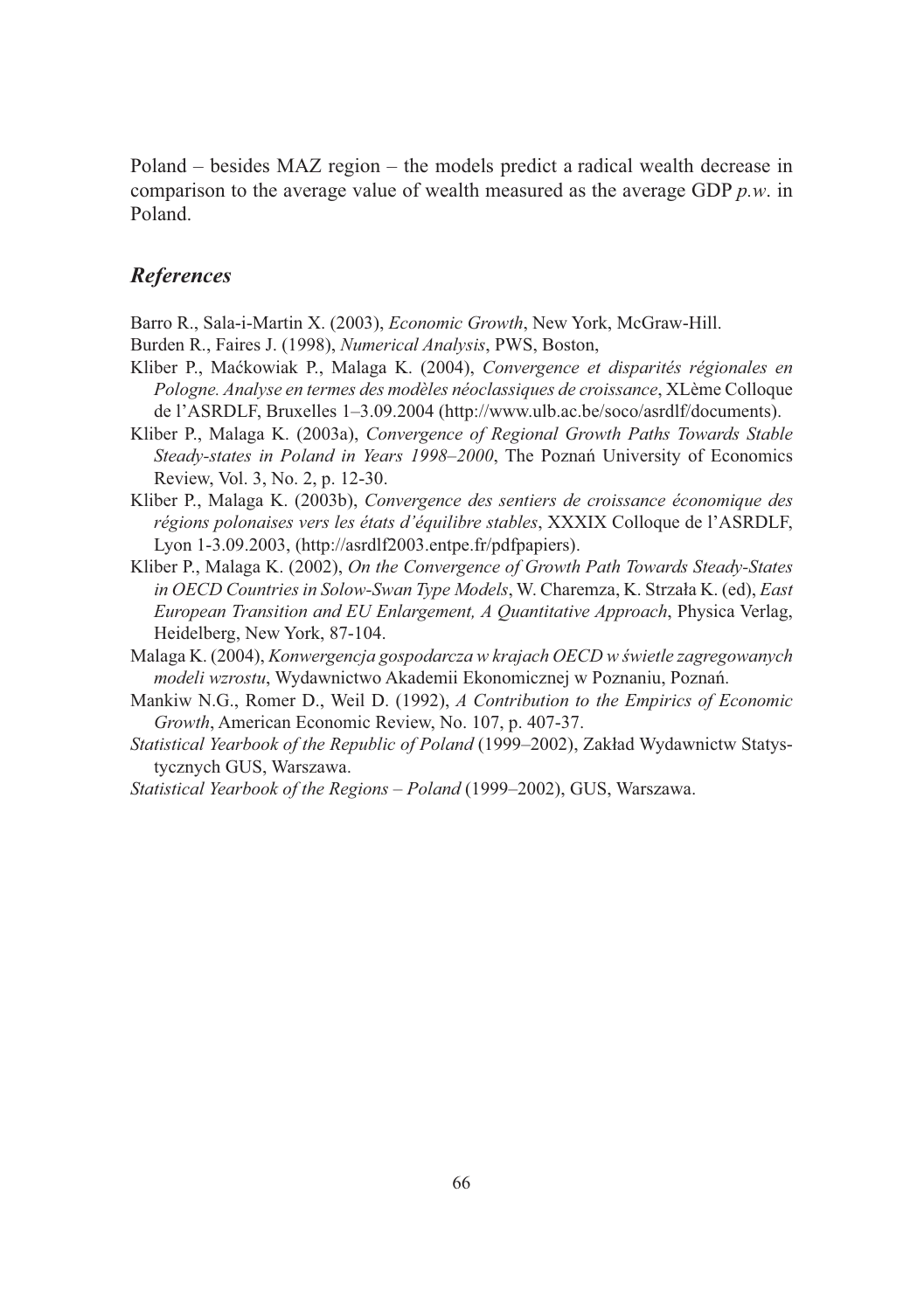Poland – besides MAZ region – the models predict a radical wealth decrease in comparison to the average value of wealth measured as the average GDP *p.w*. in Poland.

## *References*

Barro R., Sala-i-Martin X. (2003), *Economic Growth*, New York, McGraw-Hill.

Burden R., Faires J. (1998), *Numerical Analysis*, PWS, Boston,

Kliber P., Maćkowiak P., Malaga K. (2004), *Convergence et disparités régionales en Pologne. Analyse en termes des modèles néoclassiques de croissance*, XLème Colloque de l'ASRDLF, Bruxelles 1–3.09.2004 (http://www.ulb.ac.be/soco/asrdlf/documents).

Kliber P., Malaga K. (2003a), *Convergence of Regional Growth Paths Towards Stable Steady-states in Poland in Years 1998–2000*, The Poznań University of Economics Review, Vol. 3, No. 2, p. 12-30.

Kliber P., Malaga K. (2003b), *Convergence des sentiers de croissance économique des régions polonaises vers les états d'équilibre stables*, XXXIX Colloque de l'ASRDLF, Lyon 1-3.09.2003, (http://asrdlf2003.entpe.fr/pdfpapiers).

Kliber P., Malaga K. (2002), *On the Convergence of Growth Path Towards Steady-States in OECD Countries in Solow-Swan Type Models*, W. Charemza, K. Strzała K. (ed), *East European Transition and EU Enlargement, A Quantitative Approach*, Physica Verlag, Heidelberg, New York, 87-104.

Malaga K. (2004), *Konwergencja gospodarcza w krajach OECD w świetle zagregowanych modeli wzrostu*, Wydawnictwo Akademii Ekonomicznej w Poznaniu, Poznań.

Mankiw N.G., Romer D., Weil D. (1992), *A Contribution to the Empirics of Economic Growth*, American Economic Review, No. 107, p. 407-37.

*Statistical Yearbook of the Republic of Poland* (1999–2002), Zakład Wydawnictw Statystycznych GUS, Warszawa.

*Statistical Yearbook of the Regions – Poland* (1999–2002), GUS, Warszawa.